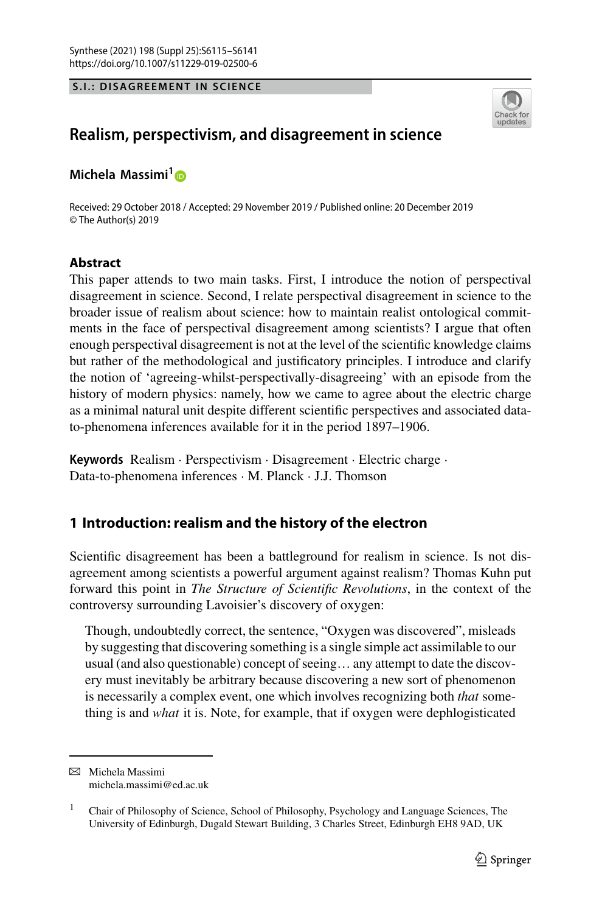S.I.: DISAGREEMENT IN SCIENCE

# Realism, perspectivism, and disagreement in science

**Michela Massimi[1]**

Received: 29 October 2018 / Accepted: 29 November 2019 / Published online: 20 December 2019
© The Author(s) 2019

## Abstract

This paper attends to two main tasks. First, I introduce the notion of perspectival disagreement in science. Second, I relate perspectival disagreement in science to the broader issue of realism about science: how to maintain realist ontological commitments in the face of perspectival disagreement among scientists? I argue that often enough perspectival disagreement is not at the level of the scientific knowledge claims but rather of the methodological and justificatory principles. I introduce and clarify the notion of 'agreeing-whilst-perspectivally-disagreeing' with an episode from the history of modern physics: namely, how we came to agree about the electric charge as a minimal natural unit despite different scientific perspectives and associated data-to-phenomena inferences available for it in the period 1897–1906.

**Keywords** Realism · Perspectivism · Disagreement · Electric charge · Data-to-phenomena inferences · M. Planck · J.J. Thomson

## 1 Introduction: realism and the history of the electron

Scientific disagreement has been a battleground for realism in science. Is not disagreement among scientists a powerful argument against realism? Thomas Kuhn put forward this point in *The Structure of Scientific Revolutions*, in the context of the controversy surrounding Lavoisier's discovery of oxygen:

> Though, undoubtedly correct, the sentence, "Oxygen was discovered", misleads by suggesting that discovering something is a single simple act assimilable to our usual (and also questionable) concept of seeing… any attempt to date the discovery must inevitably be arbitrary because discovering a new sort of phenomenon is necessarily a complex event, one which involves recognizing both *that* something is and *what* it is. Note, for example, that if oxygen were dephlogisticated

---

✉ Michela Massimi
michela.massimi@ed.ac.uk

[1] Chair of Philosophy of Science, School of Philosophy, Psychology and Language Sciences, The University of Edinburgh, Dugald Stewart Building, 3 Charles Street, Edinburgh EH8 9AD, UK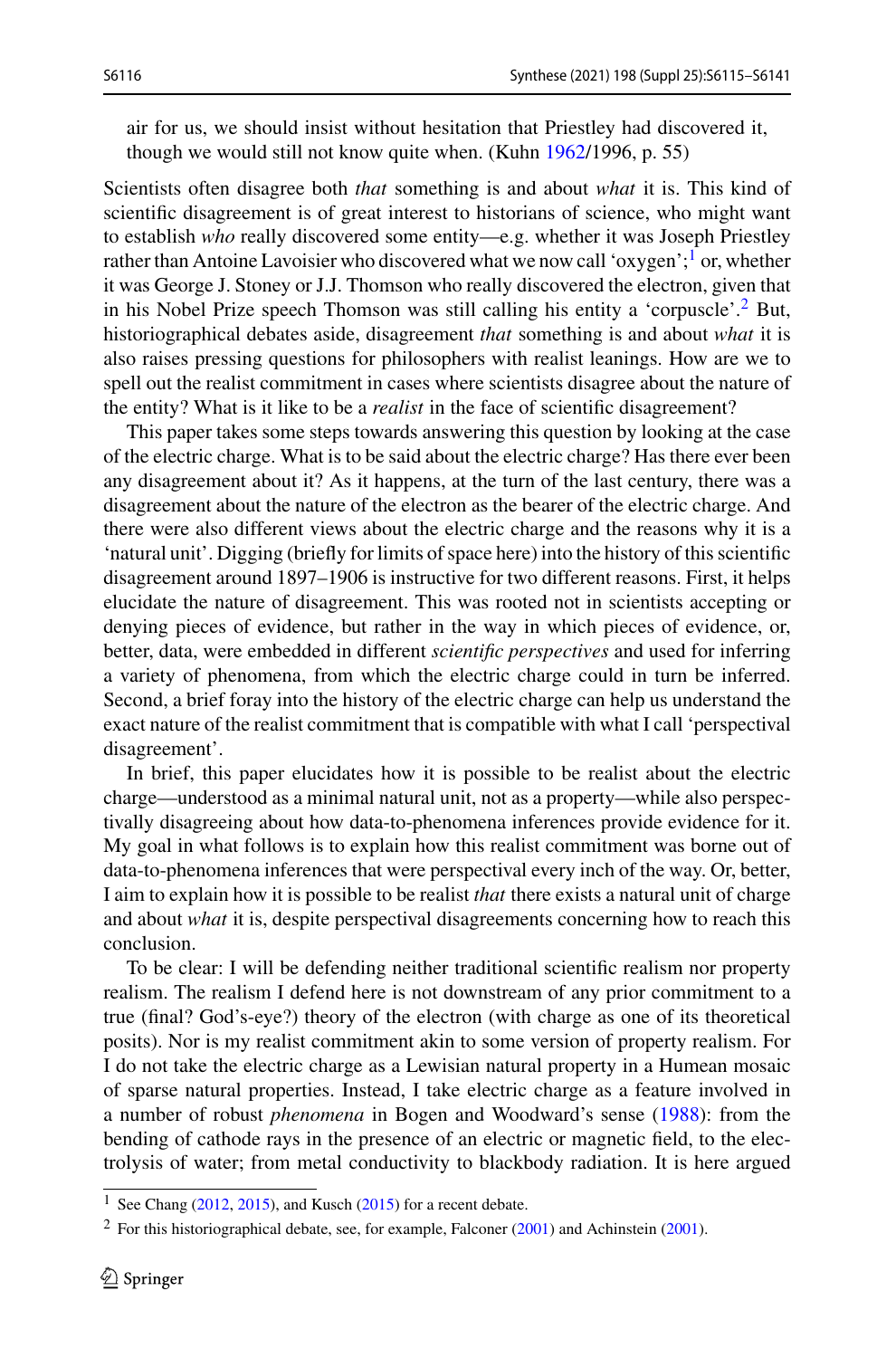air for us, we should insist without hesitation that Priestley had discovered it, though we would still not know quite when. (Kuhn 1962/1996, p. 55)

Scientists often disagree both *that* something is and about *what* it is. This kind of scientific disagreement is of great interest to historians of science, who might want to establish *who* really discovered some entity—e.g. whether it was Joseph Priestley rather than Antoine Lavoisier who discovered what we now call 'oxygen';[1] or, whether it was George J. Stoney or J.J. Thomson who really discovered the electron, given that in his Nobel Prize speech Thomson was still calling his entity a 'corpuscle'.[2] But, historiographical debates aside, disagreement *that* something is and about *what* it is also raises pressing questions for philosophers with realist leanings. How are we to spell out the realist commitment in cases where scientists disagree about the nature of the entity? What is it like to be a *realist* in the face of scientific disagreement?

This paper takes some steps towards answering this question by looking at the case of the electric charge. What is to be said about the electric charge? Has there ever been any disagreement about it? As it happens, at the turn of the last century, there was a disagreement about the nature of the electron as the bearer of the electric charge. And there were also different views about the electric charge and the reasons why it is a 'natural unit'. Digging (briefly for limits of space here) into the history of this scientific disagreement around 1897–1906 is instructive for two different reasons. First, it helps elucidate the nature of disagreement. This was rooted not in scientists accepting or denying pieces of evidence, but rather in the way in which pieces of evidence, or, better, data, were embedded in different *scientific perspectives* and used for inferring a variety of phenomena, from which the electric charge could in turn be inferred. Second, a brief foray into the history of the electric charge can help us understand the exact nature of the realist commitment that is compatible with what I call 'perspectival disagreement'.

In brief, this paper elucidates how it is possible to be realist about the electric charge—understood as a minimal natural unit, not as a property—while also perspectivally disagreeing about how data-to-phenomena inferences provide evidence for it. My goal in what follows is to explain how this realist commitment was borne out of data-to-phenomena inferences that were perspectival every inch of the way. Or, better, I aim to explain how it is possible to be realist *that* there exists a natural unit of charge and about *what* it is, despite perspectival disagreements concerning how to reach this conclusion.

To be clear: I will be defending neither traditional scientific realism nor property realism. The realism I defend here is not downstream of any prior commitment to a true (final? God's-eye?) theory of the electron (with charge as one of its theoretical posits). Nor is my realist commitment akin to some version of property realism. For I do not take the electric charge as a Lewisian natural property in a Humean mosaic of sparse natural properties. Instead, I take electric charge as a feature involved in a number of robust *phenomena* in Bogen and Woodward's sense (1988): from the bending of cathode rays in the presence of an electric or magnetic field, to the electrolysis of water; from metal conductivity to blackbody radiation. It is here argued

[1] See Chang (2012, 2015), and Kusch (2015) for a recent debate.

[2] For this historiographical debate, see, for example, Falconer (2001) and Achinstein (2001).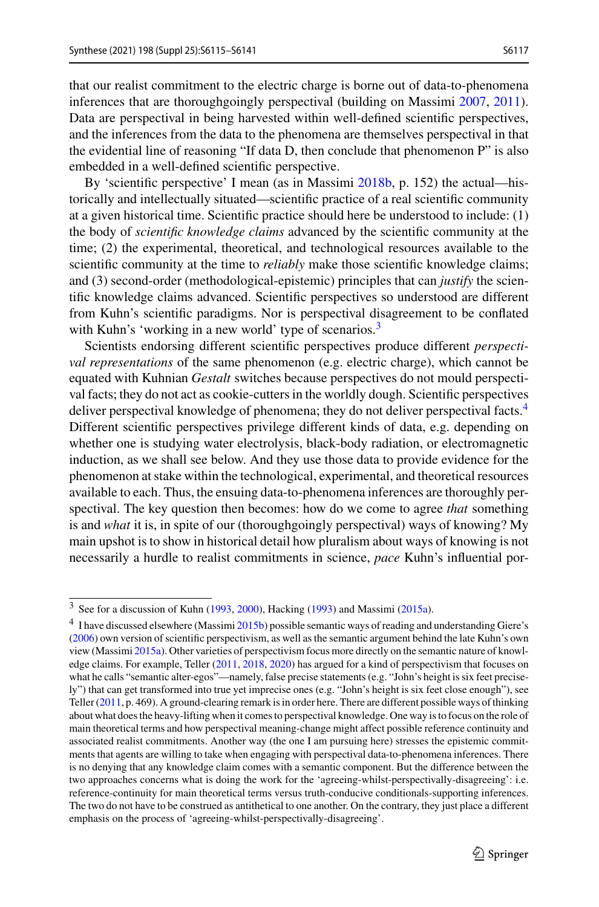that our realist commitment to the electric charge is borne out of data-to-phenomena inferences that are thoroughgoingly perspectival (building on Massimi 2007, 2011). Data are perspectival in being harvested within well-defined scientific perspectives, and the inferences from the data to the phenomena are themselves perspectival in that the evidential line of reasoning "If data D, then conclude that phenomenon P" is also embedded in a well-defined scientific perspective.

By 'scientific perspective' I mean (as in Massimi 2018b, p. 152) the actual—historically and intellectually situated—scientific practice of a real scientific community at a given historical time. Scientific practice should here be understood to include: (1) the body of *scientific knowledge claims* advanced by the scientific community at the time; (2) the experimental, theoretical, and technological resources available to the scientific community at the time to *reliably* make those scientific knowledge claims; and (3) second-order (methodological-epistemic) principles that can *justify* the scientific knowledge claims advanced. Scientific perspectives so understood are different from Kuhn's scientific paradigms. Nor is perspectival disagreement to be conflated with Kuhn's 'working in a new world' type of scenarios.[3]

Scientists endorsing different scientific perspectives produce different *perspectival representations* of the same phenomenon (e.g. electric charge), which cannot be equated with Kuhnian *Gestalt* switches because perspectives do not mould perspectival facts; they do not act as cookie-cutters in the worldly dough. Scientific perspectives deliver perspectival knowledge of phenomena; they do not deliver perspectival facts.[4] Different scientific perspectives privilege different kinds of data, e.g. depending on whether one is studying water electrolysis, black-body radiation, or electromagnetic induction, as we shall see below. And they use those data to provide evidence for the phenomenon at stake within the technological, experimental, and theoretical resources available to each. Thus, the ensuing data-to-phenomena inferences are thoroughly perspectival. The key question then becomes: how do we come to agree *that* something is and *what* it is, in spite of our (thoroughgoingly perspectival) ways of knowing? My main upshot is to show in historical detail how pluralism about ways of knowing is not necessarily a hurdle to realist commitments in science, *pace* Kuhn's influential por-

---

[3] See for a discussion of Kuhn (1993, 2000), Hacking (1993) and Massimi (2015a).

[4] I have discussed elsewhere (Massimi 2015b) possible semantic ways of reading and understanding Giere's (2006) own version of scientific perspectivism, as well as the semantic argument behind the late Kuhn's own view (Massimi 2015a). Other varieties of perspectivism focus more directly on the semantic nature of knowledge claims. For example, Teller (2011, 2018, 2020) has argued for a kind of perspectivism that focuses on what he calls "semantic alter-egos"—namely, false precise statements (e.g. "John's height is six feet precisely") that can get transformed into true yet imprecise ones (e.g. "John's height is six feet close enough"), see Teller (2011, p. 469). A ground-clearing remark is in order here. There are different possible ways of thinking about what does the heavy-lifting when it comes to perspectival knowledge. One way is to focus on the role of main theoretical terms and how perspectival meaning-change might affect possible reference continuity and associated realist commitments. Another way (the one I am pursuing here) stresses the epistemic commitments that agents are willing to take when engaging with perspectival data-to-phenomena inferences. There is no denying that any knowledge claim comes with a semantic component. But the difference between the two approaches concerns what is doing the work for the 'agreeing-whilst-perspectivally-disagreeing': i.e. reference-continuity for main theoretical terms versus truth-conducive conditionals-supporting inferences. The two do not have to be construed as antithetical to one another. On the contrary, they just place a different emphasis on the process of 'agreeing-whilst-perspectivally-disagreeing'.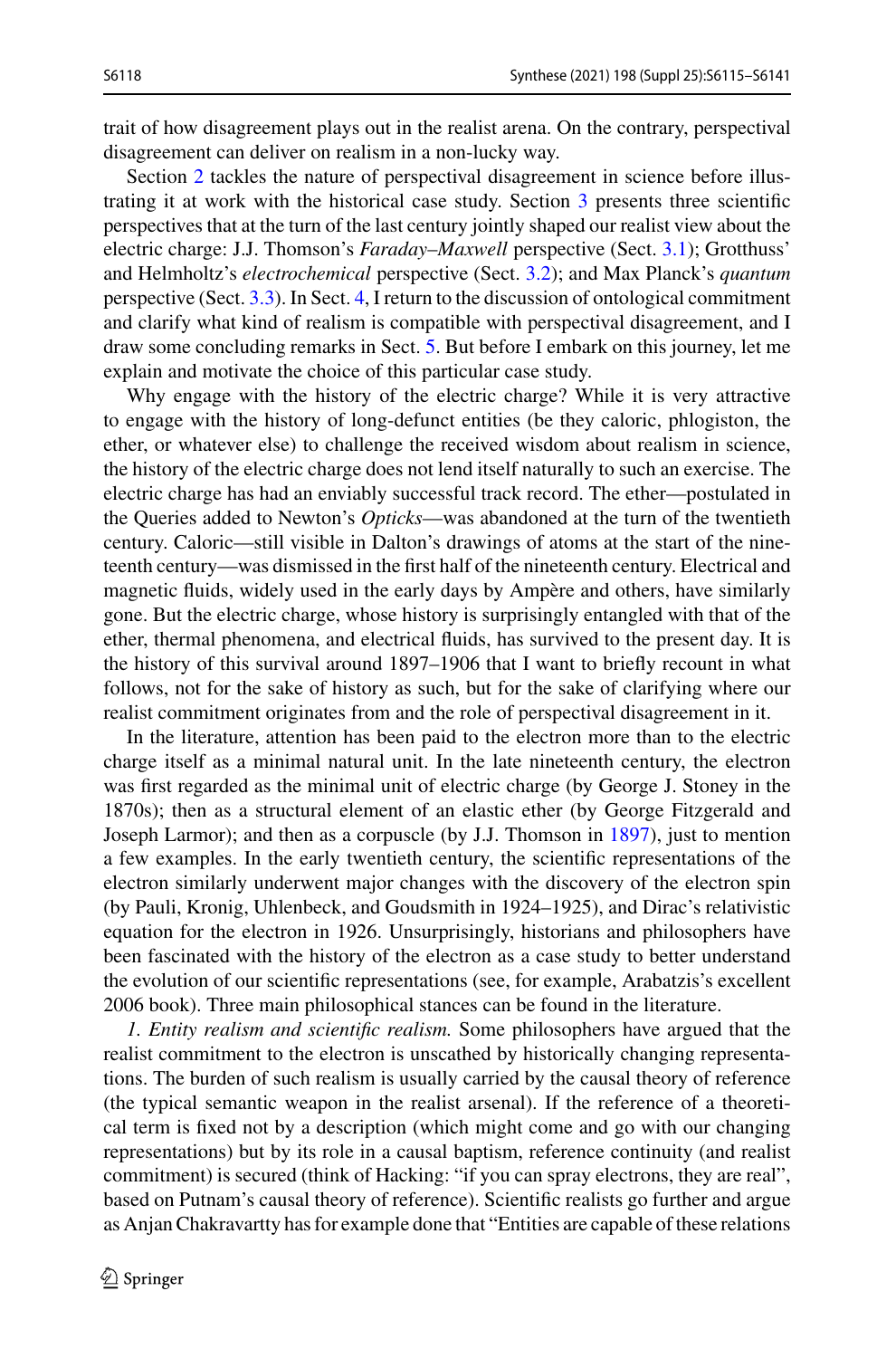trait of how disagreement plays out in the realist arena. On the contrary, perspectival disagreement can deliver on realism in a non-lucky way.

Section 2 tackles the nature of perspectival disagreement in science before illustrating it at work with the historical case study. Section 3 presents three scientific perspectives that at the turn of the last century jointly shaped our realist view about the electric charge: J.J. Thomson's *Faraday–Maxwell* perspective (Sect. 3.1); Grotthuss' and Helmholtz's *electrochemical* perspective (Sect. 3.2); and Max Planck's *quantum* perspective (Sect. 3.3). In Sect. 4, I return to the discussion of ontological commitment and clarify what kind of realism is compatible with perspectival disagreement, and I draw some concluding remarks in Sect. 5. But before I embark on this journey, let me explain and motivate the choice of this particular case study.

Why engage with the history of the electric charge? While it is very attractive to engage with the history of long-defunct entities (be they caloric, phlogiston, the ether, or whatever else) to challenge the received wisdom about realism in science, the history of the electric charge does not lend itself naturally to such an exercise. The electric charge has had an enviably successful track record. The ether—postulated in the Queries added to Newton's *Opticks*—was abandoned at the turn of the twentieth century. Caloric—still visible in Dalton's drawings of atoms at the start of the nineteenth century—was dismissed in the first half of the nineteenth century. Electrical and magnetic fluids, widely used in the early days by Ampère and others, have similarly gone. But the electric charge, whose history is surprisingly entangled with that of the ether, thermal phenomena, and electrical fluids, has survived to the present day. It is the history of this survival around 1897–1906 that I want to briefly recount in what follows, not for the sake of history as such, but for the sake of clarifying where our realist commitment originates from and the role of perspectival disagreement in it.

In the literature, attention has been paid to the electron more than to the electric charge itself as a minimal natural unit. In the late nineteenth century, the electron was first regarded as the minimal unit of electric charge (by George J. Stoney in the 1870s); then as a structural element of an elastic ether (by George Fitzgerald and Joseph Larmor); and then as a corpuscle (by J.J. Thomson in 1897), just to mention a few examples. In the early twentieth century, the scientific representations of the electron similarly underwent major changes with the discovery of the electron spin (by Pauli, Kronig, Uhlenbeck, and Goudsmith in 1924–1925), and Dirac's relativistic equation for the electron in 1926. Unsurprisingly, historians and philosophers have been fascinated with the history of the electron as a case study to better understand the evolution of our scientific representations (see, for example, Arabatzis's excellent 2006 book). Three main philosophical stances can be found in the literature.

*1. Entity realism and scientific realism.* Some philosophers have argued that the realist commitment to the electron is unscathed by historically changing representations. The burden of such realism is usually carried by the causal theory of reference (the typical semantic weapon in the realist arsenal). If the reference of a theoretical term is fixed not by a description (which might come and go with our changing representations) but by its role in a causal baptism, reference continuity (and realist commitment) is secured (think of Hacking: "if you can spray electrons, they are real", based on Putnam's causal theory of reference). Scientific realists go further and argue as Anjan Chakravartty has for example done that "Entities are capable of these relations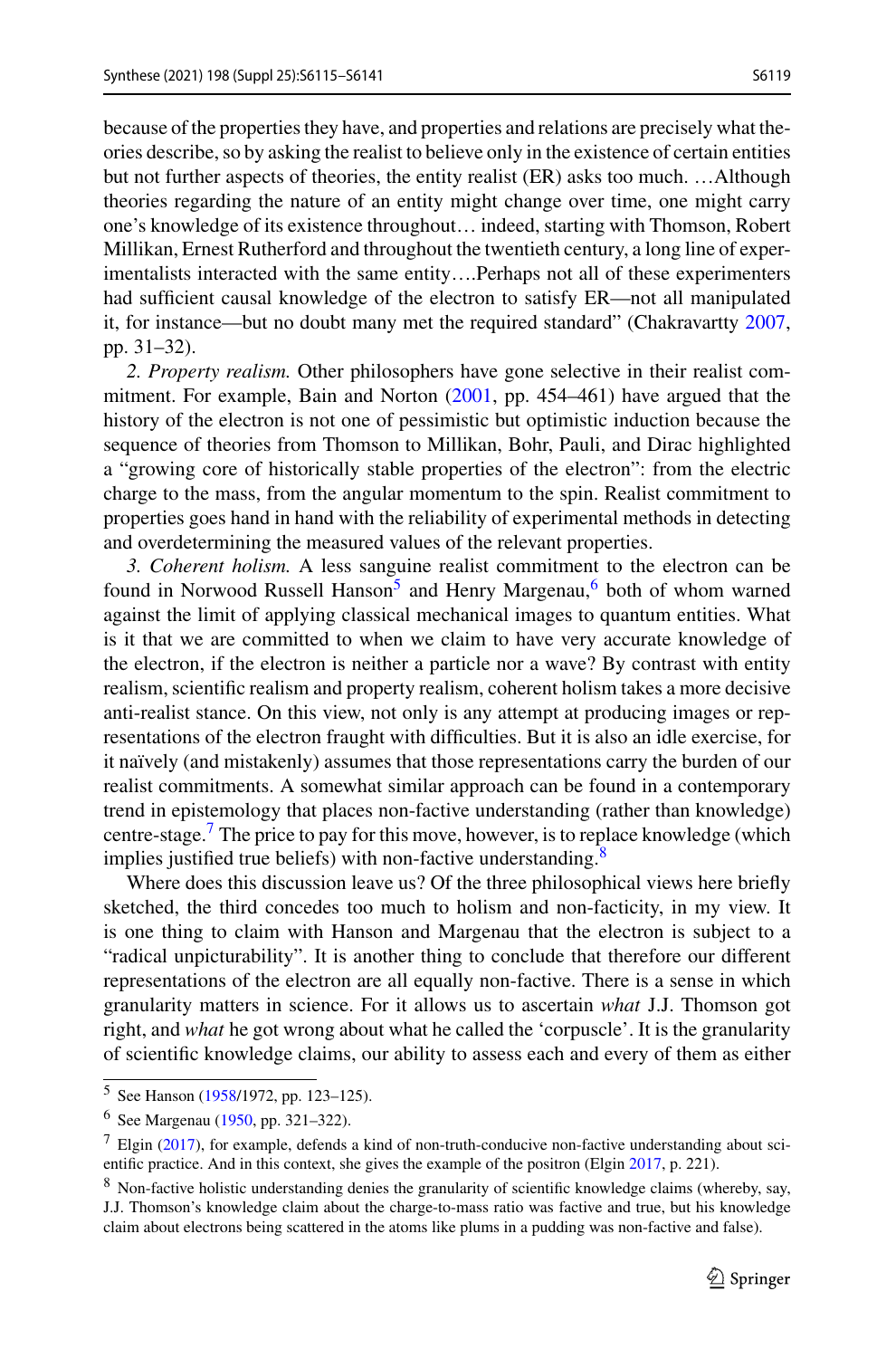because of the properties they have, and properties and relations are precisely what theories describe, so by asking the realist to believe only in the existence of certain entities but not further aspects of theories, the entity realist (ER) asks too much. …Although theories regarding the nature of an entity might change over time, one might carry one's knowledge of its existence throughout… indeed, starting with Thomson, Robert Millikan, Ernest Rutherford and throughout the twentieth century, a long line of experimentalists interacted with the same entity….Perhaps not all of these experimenters had sufficient causal knowledge of the electron to satisfy ER—not all manipulated it, for instance—but no doubt many met the required standard" (Chakravartty 2007, pp. 31–32).

*2. Property realism.* Other philosophers have gone selective in their realist commitment. For example, Bain and Norton (2001, pp. 454–461) have argued that the history of the electron is not one of pessimistic but optimistic induction because the sequence of theories from Thomson to Millikan, Bohr, Pauli, and Dirac highlighted a "growing core of historically stable properties of the electron": from the electric charge to the mass, from the angular momentum to the spin. Realist commitment to properties goes hand in hand with the reliability of experimental methods in detecting and overdetermining the measured values of the relevant properties.

*3. Coherent holism.* A less sanguine realist commitment to the electron can be found in Norwood Russell Hanson[5] and Henry Margenau,[6] both of whom warned against the limit of applying classical mechanical images to quantum entities. What is it that we are committed to when we claim to have very accurate knowledge of the electron, if the electron is neither a particle nor a wave? By contrast with entity realism, scientific realism and property realism, coherent holism takes a more decisive anti-realist stance. On this view, not only is any attempt at producing images or representations of the electron fraught with difficulties. But it is also an idle exercise, for it naïvely (and mistakenly) assumes that those representations carry the burden of our realist commitments. A somewhat similar approach can be found in a contemporary trend in epistemology that places non-factive understanding (rather than knowledge) centre-stage.[7] The price to pay for this move, however, is to replace knowledge (which implies justified true beliefs) with non-factive understanding.[8]

Where does this discussion leave us? Of the three philosophical views here briefly sketched, the third concedes too much to holism and non-facticity, in my view. It is one thing to claim with Hanson and Margenau that the electron is subject to a "radical unpicturability". It is another thing to conclude that therefore our different representations of the electron are all equally non-factive. There is a sense in which granularity matters in science. For it allows us to ascertain *what* J.J. Thomson got right, and *what* he got wrong about what he called the 'corpuscle'. It is the granularity of scientific knowledge claims, our ability to assess each and every of them as either

---

[5] See Hanson (1958/1972, pp. 123–125).

[6] See Margenau (1950, pp. 321–322).

[7] Elgin (2017), for example, defends a kind of non-truth-conducive non-factive understanding about scientific practice. And in this context, she gives the example of the positron (Elgin 2017, p. 221).

[8] Non-factive holistic understanding denies the granularity of scientific knowledge claims (whereby, say, J.J. Thomson's knowledge claim about the charge-to-mass ratio was factive and true, but his knowledge claim about electrons being scattered in the atoms like plums in a pudding was non-factive and false).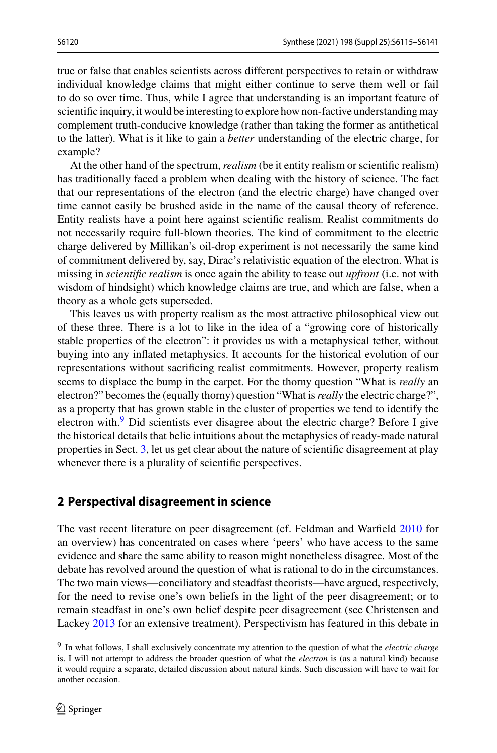true or false that enables scientists across different perspectives to retain or withdraw individual knowledge claims that might either continue to serve them well or fail to do so over time. Thus, while I agree that understanding is an important feature of scientific inquiry, it would be interesting to explore how non-factive understanding may complement truth-conducive knowledge (rather than taking the former as antithetical to the latter). What is it like to gain a *better* understanding of the electric charge, for example?

At the other hand of the spectrum, *realism* (be it entity realism or scientific realism) has traditionally faced a problem when dealing with the history of science. The fact that our representations of the electron (and the electric charge) have changed over time cannot easily be brushed aside in the name of the causal theory of reference. Entity realists have a point here against scientific realism. Realist commitments do not necessarily require full-blown theories. The kind of commitment to the electric charge delivered by Millikan's oil-drop experiment is not necessarily the same kind of commitment delivered by, say, Dirac's relativistic equation of the electron. What is missing in *scientific realism* is once again the ability to tease out *upfront* (i.e. not with wisdom of hindsight) which knowledge claims are true, and which are false, when a theory as a whole gets superseded.

This leaves us with property realism as the most attractive philosophical view out of these three. There is a lot to like in the idea of a "growing core of historically stable properties of the electron": it provides us with a metaphysical tether, without buying into any inflated metaphysics. It accounts for the historical evolution of our representations without sacrificing realist commitments. However, property realism seems to displace the bump in the carpet. For the thorny question "What is *really* an electron?" becomes the (equally thorny) question "What is *really* the electric charge?", as a property that has grown stable in the cluster of properties we tend to identify the electron with.[9] Did scientists ever disagree about the electric charge? Before I give the historical details that belie intuitions about the metaphysics of ready-made natural properties in Sect. 3, let us get clear about the nature of scientific disagreement at play whenever there is a plurality of scientific perspectives.

## 2 Perspectival disagreement in science

The vast recent literature on peer disagreement (cf. Feldman and Warfield 2010 for an overview) has concentrated on cases where 'peers' who have access to the same evidence and share the same ability to reason might nonetheless disagree. Most of the debate has revolved around the question of what is rational to do in the circumstances. The two main views—conciliatory and steadfast theorists—have argued, respectively, for the need to revise one's own beliefs in the light of the peer disagreement; or to remain steadfast in one's own belief despite peer disagreement (see Christensen and Lackey 2013 for an extensive treatment). Perspectivism has featured in this debate in

---

[9] In what follows, I shall exclusively concentrate my attention to the question of what the *electric charge* is. I will not attempt to address the broader question of what the *electron* is (as a natural kind) because it would require a separate, detailed discussion about natural kinds. Such discussion will have to wait for another occasion.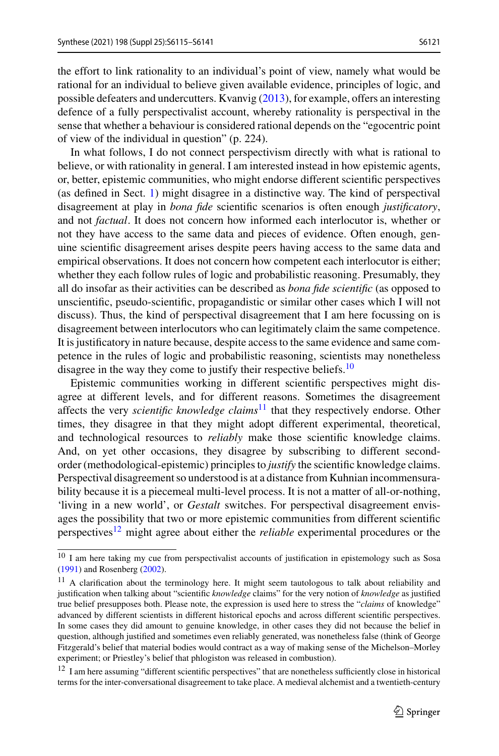the effort to link rationality to an individual's point of view, namely what would be rational for an individual to believe given available evidence, principles of logic, and possible defeaters and undercutters. Kvanvig (2013), for example, offers an interesting defence of a fully perspectivalist account, whereby rationality is perspectival in the sense that whether a behaviour is considered rational depends on the "egocentric point of view of the individual in question" (p. 224).

In what follows, I do not connect perspectivism directly with what is rational to believe, or with rationality in general. I am interested instead in how epistemic agents, or, better, epistemic communities, who might endorse different scientific perspectives (as defined in Sect. 1) might disagree in a distinctive way. The kind of perspectival disagreement at play in *bona fide* scientific scenarios is often enough *justificatory*, and not *factual*. It does not concern how informed each interlocutor is, whether or not they have access to the same data and pieces of evidence. Often enough, genuine scientific disagreement arises despite peers having access to the same data and empirical observations. It does not concern how competent each interlocutor is either; whether they each follow rules of logic and probabilistic reasoning. Presumably, they all do insofar as their activities can be described as *bona fide scientific* (as opposed to unscientific, pseudo-scientific, propagandistic or similar other cases which I will not discuss). Thus, the kind of perspectival disagreement that I am here focussing on is disagreement between interlocutors who can legitimately claim the same competence. It is justificatory in nature because, despite access to the same evidence and same competence in the rules of logic and probabilistic reasoning, scientists may nonetheless disagree in the way they come to justify their respective beliefs.[10]

Epistemic communities working in different scientific perspectives might disagree at different levels, and for different reasons. Sometimes the disagreement affects the very *scientific knowledge claims*[11] that they respectively endorse. Other times, they disagree in that they might adopt different experimental, theoretical, and technological resources to *reliably* make those scientific knowledge claims. And, on yet other occasions, they disagree by subscribing to different second-order (methodological-epistemic) principles to *justify* the scientific knowledge claims. Perspectival disagreement so understood is at a distance from Kuhnian incommensurability because it is a piecemeal multi-level process. It is not a matter of all-or-nothing, 'living in a new world', or *Gestalt* switches. For perspectival disagreement envisages the possibility that two or more epistemic communities from different scientific perspectives[12] might agree about either the *reliable* experimental procedures or the

---

[10] I am here taking my cue from perspectivalist accounts of justification in epistemology such as Sosa (1991) and Rosenberg (2002).

[11] A clarification about the terminology here. It might seem tautologous to talk about reliability and justification when talking about "scientific *knowledge* claims" for the very notion of *knowledge* as justified true belief presupposes both. Please note, the expression is used here to stress the "*claims* of knowledge" advanced by different scientists in different historical epochs and across different scientific perspectives. In some cases they did amount to genuine knowledge, in other cases they did not because the belief in question, although justified and sometimes even reliably generated, was nonetheless false (think of George Fitzgerald's belief that material bodies would contract as a way of making sense of the Michelson–Morley experiment; or Priestley's belief that phlogiston was released in combustion).

[12] I am here assuming "different scientific perspectives" that are nonetheless sufficiently close in historical terms for the inter-conversational disagreement to take place. A medieval alchemist and a twentieth-century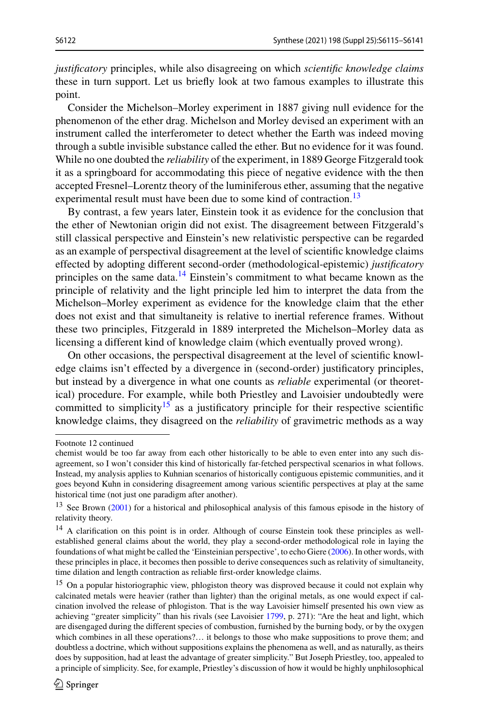*justificatory* principles, while also disagreeing on which *scientific knowledge claims* these in turn support. Let us briefly look at two famous examples to illustrate this point.

Consider the Michelson–Morley experiment in 1887 giving null evidence for the phenomenon of the ether drag. Michelson and Morley devised an experiment with an instrument called the interferometer to detect whether the Earth was indeed moving through a subtle invisible substance called the ether. But no evidence for it was found. While no one doubted the *reliability* of the experiment, in 1889 George Fitzgerald took it as a springboard for accommodating this piece of negative evidence with the then accepted Fresnel–Lorentz theory of the luminiferous ether, assuming that the negative experimental result must have been due to some kind of contraction.[13]

By contrast, a few years later, Einstein took it as evidence for the conclusion that the ether of Newtonian origin did not exist. The disagreement between Fitzgerald's still classical perspective and Einstein's new relativistic perspective can be regarded as an example of perspectival disagreement at the level of scientific knowledge claims effected by adopting different second-order (methodological-epistemic) *justificatory* principles on the same data.[14] Einstein's commitment to what became known as the principle of relativity and the light principle led him to interpret the data from the Michelson–Morley experiment as evidence for the knowledge claim that the ether does not exist and that simultaneity is relative to inertial reference frames. Without these two principles, Fitzgerald in 1889 interpreted the Michelson–Morley data as licensing a different kind of knowledge claim (which eventually proved wrong).

On other occasions, the perspectival disagreement at the level of scientific knowledge claims isn't effected by a divergence in (second-order) justificatory principles, but instead by a divergence in what one counts as *reliable* experimental (or theoretical) procedure. For example, while both Priestley and Lavoisier undoubtedly were committed to simplicity[15] as a justificatory principle for their respective scientific knowledge claims, they disagreed on the *reliability* of gravimetric methods as a way

---

Footnote 12 continued

chemist would be too far away from each other historically to be able to even enter into any such disagreement, so I won't consider this kind of historically far-fetched perspectival scenarios in what follows. Instead, my analysis applies to Kuhnian scenarios of historically contiguous epistemic communities, and it goes beyond Kuhn in considering disagreement among various scientific perspectives at play at the same historical time (not just one paradigm after another).

[13] See Brown (2001) for a historical and philosophical analysis of this famous episode in the history of relativity theory.

[14] A clarification on this point is in order. Although of course Einstein took these principles as well-established general claims about the world, they play a second-order methodological role in laying the foundations of what might be called the 'Einsteinian perspective', to echo Giere (2006). In other words, with these principles in place, it becomes then possible to derive consequences such as relativity of simultaneity, time dilation and length contraction as reliable first-order knowledge claims.

[15] On a popular historiographic view, phlogiston theory was disproved because it could not explain why calcinated metals were heavier (rather than lighter) than the original metals, as one would expect if calcination involved the release of phlogiston. That is the way Lavoisier himself presented his own view as achieving "greater simplicity" than his rivals (see Lavoisier 1799, p. 271): "Are the heat and light, which are disengaged during the different species of combustion, furnished by the burning body, or by the oxygen which combines in all these operations?… it belongs to those who make suppositions to prove them; and doubtless a doctrine, which without suppositions explains the phenomena as well, and as naturally, as theirs does by supposition, had at least the advantage of greater simplicity." But Joseph Priestley, too, appealed to a principle of simplicity. See, for example, Priestley's discussion of how it would be highly unphilosophical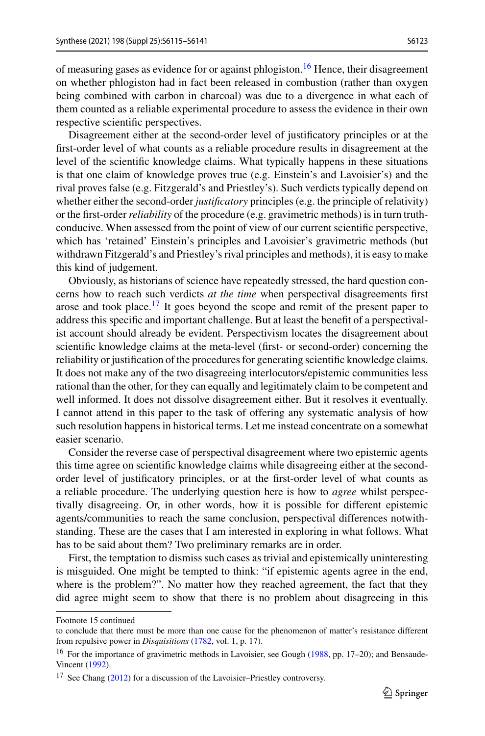of measuring gases as evidence for or against phlogiston.[16] Hence, their disagreement on whether phlogiston had in fact been released in combustion (rather than oxygen being combined with carbon in charcoal) was due to a divergence in what each of them counted as a reliable experimental procedure to assess the evidence in their own respective scientific perspectives.

Disagreement either at the second-order level of justificatory principles or at the first-order level of what counts as a reliable procedure results in disagreement at the level of the scientific knowledge claims. What typically happens in these situations is that one claim of knowledge proves true (e.g. Einstein's and Lavoisier's) and the rival proves false (e.g. Fitzgerald's and Priestley's). Such verdicts typically depend on whether either the second-order *justificatory* principles (e.g. the principle of relativity) or the first-order *reliability* of the procedure (e.g. gravimetric methods) is in turn truth-conducive. When assessed from the point of view of our current scientific perspective, which has 'retained' Einstein's principles and Lavoisier's gravimetric methods (but withdrawn Fitzgerald's and Priestley's rival principles and methods), it is easy to make this kind of judgement.

Obviously, as historians of science have repeatedly stressed, the hard question concerns how to reach such verdicts *at the time* when perspectival disagreements first arose and took place.[17] It goes beyond the scope and remit of the present paper to address this specific and important challenge. But at least the benefit of a perspectivalist account should already be evident. Perspectivism locates the disagreement about scientific knowledge claims at the meta-level (first- or second-order) concerning the reliability or justification of the procedures for generating scientific knowledge claims. It does not make any of the two disagreeing interlocutors/epistemic communities less rational than the other, for they can equally and legitimately claim to be competent and well informed. It does not dissolve disagreement either. But it resolves it eventually. I cannot attend in this paper to the task of offering any systematic analysis of how such resolution happens in historical terms. Let me instead concentrate on a somewhat easier scenario.

Consider the reverse case of perspectival disagreement where two epistemic agents this time agree on scientific knowledge claims while disagreeing either at the second-order level of justificatory principles, or at the first-order level of what counts as a reliable procedure. The underlying question here is how to *agree* whilst perspectivally disagreeing. Or, in other words, how it is possible for different epistemic agents/communities to reach the same conclusion, perspectival differences notwithstanding. These are the cases that I am interested in exploring in what follows. What has to be said about them? Two preliminary remarks are in order.

First, the temptation to dismiss such cases as trivial and epistemically uninteresting is misguided. One might be tempted to think: "if epistemic agents agree in the end, where is the problem?". No matter how they reached agreement, the fact that they did agree might seem to show that there is no problem about disagreeing in this

---

Footnote 15 continued

to conclude that there must be more than one cause for the phenomenon of matter's resistance different from repulsive power in *Disquisitions* (1782, vol. 1, p. 17).

[16] For the importance of gravimetric methods in Lavoisier, see Gough (1988, pp. 17–20); and Bensaude-Vincent (1992).

[17] See Chang (2012) for a discussion of the Lavoisier–Priestley controversy.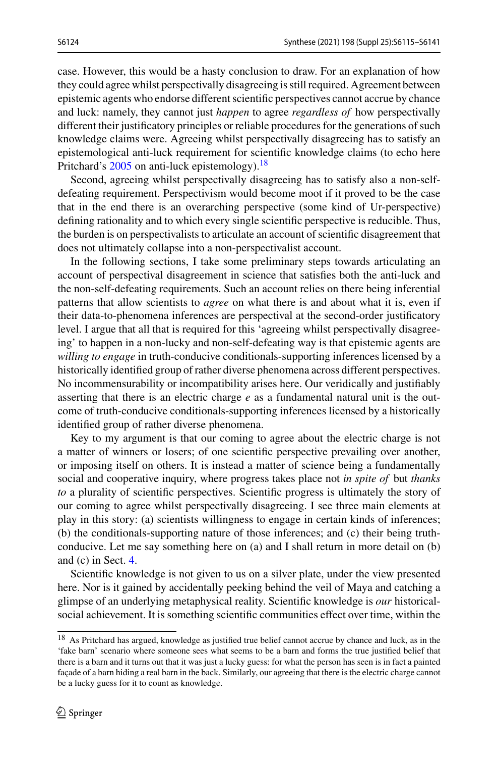case. However, this would be a hasty conclusion to draw. For an explanation of how they could agree whilst perspectivally disagreeing is still required. Agreement between epistemic agents who endorse different scientific perspectives cannot accrue by chance and luck: namely, they cannot just *happen* to agree *regardless of* how perspectivally different their justificatory principles or reliable procedures for the generations of such knowledge claims were. Agreeing whilst perspectivally disagreeing has to satisfy an epistemological anti-luck requirement for scientific knowledge claims (to echo here Pritchard's 2005 on anti-luck epistemology).[18]

Second, agreeing whilst perspectivally disagreeing has to satisfy also a non-self-defeating requirement. Perspectivism would become moot if it proved to be the case that in the end there is an overarching perspective (some kind of Ur-perspective) defining rationality and to which every single scientific perspective is reducible. Thus, the burden is on perspectivalists to articulate an account of scientific disagreement that does not ultimately collapse into a non-perspectivalist account.

In the following sections, I take some preliminary steps towards articulating an account of perspectival disagreement in science that satisfies both the anti-luck and the non-self-defeating requirements. Such an account relies on there being inferential patterns that allow scientists to *agree* on what there is and about what it is, even if their data-to-phenomena inferences are perspectival at the second-order justificatory level. I argue that all that is required for this 'agreeing whilst perspectivally disagreeing' to happen in a non-lucky and non-self-defeating way is that epistemic agents are *willing to engage* in truth-conducive conditionals-supporting inferences licensed by a historically identified group of rather diverse phenomena across different perspectives. No incommensurability or incompatibility arises here. Our veridically and justifiably asserting that there is an electric charge *e* as a fundamental natural unit is the outcome of truth-conducive conditionals-supporting inferences licensed by a historically identified group of rather diverse phenomena.

Key to my argument is that our coming to agree about the electric charge is not a matter of winners or losers; of one scientific perspective prevailing over another, or imposing itself on others. It is instead a matter of science being a fundamentally social and cooperative inquiry, where progress takes place not *in spite of* but *thanks to* a plurality of scientific perspectives. Scientific progress is ultimately the story of our coming to agree whilst perspectivally disagreeing. I see three main elements at play in this story: (a) scientists willingness to engage in certain kinds of inferences; (b) the conditionals-supporting nature of those inferences; and (c) their being truth-conducive. Let me say something here on (a) and I shall return in more detail on (b) and (c) in Sect. 4.

Scientific knowledge is not given to us on a silver plate, under the view presented here. Nor is it gained by accidentally peeking behind the veil of Maya and catching a glimpse of an underlying metaphysical reality. Scientific knowledge is *our* historical-social achievement. It is something scientific communities effect over time, within the

---

[18] As Pritchard has argued, knowledge as justified true belief cannot accrue by chance and luck, as in the 'fake barn' scenario where someone sees what seems to be a barn and forms the true justified belief that there is a barn and it turns out that it was just a lucky guess: for what the person has seen is in fact a painted façade of a barn hiding a real barn in the back. Similarly, our agreeing that there is the electric charge cannot be a lucky guess for it to count as knowledge.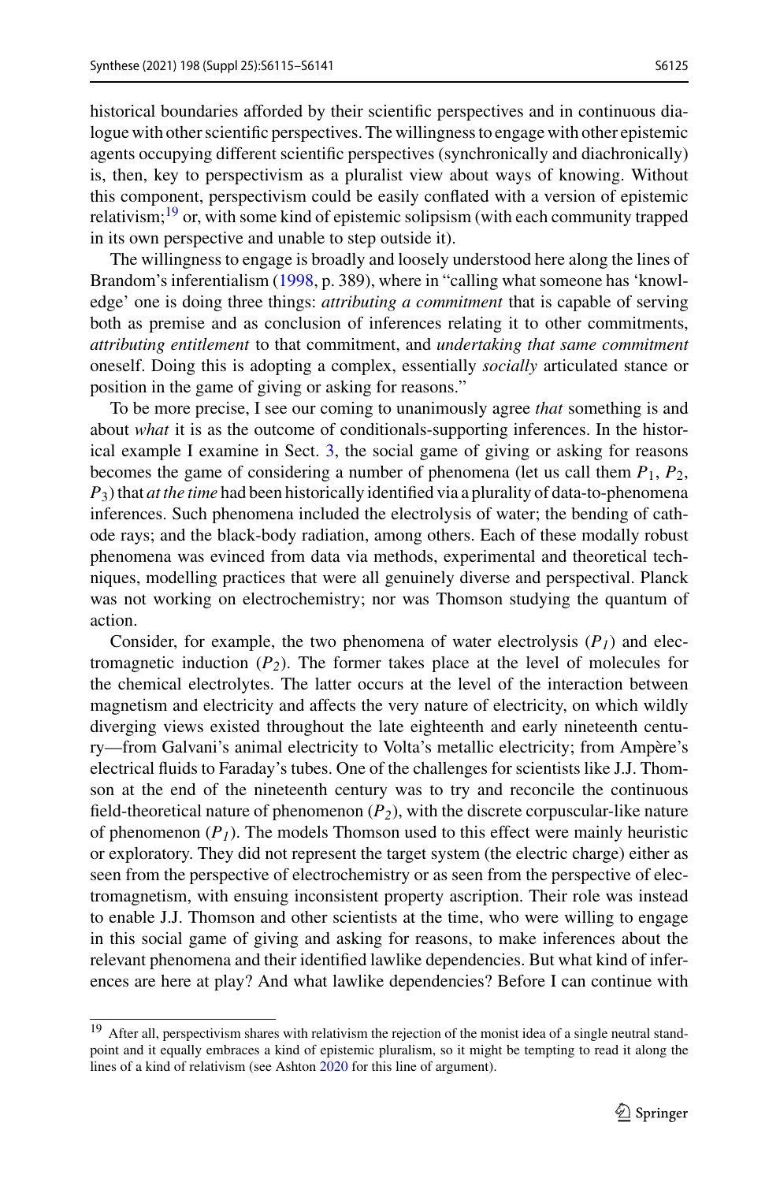historical boundaries afforded by their scientific perspectives and in continuous dialogue with other scientific perspectives. The willingness to engage with other epistemic agents occupying different scientific perspectives (synchronically and diachronically) is, then, key to perspectivism as a pluralist view about ways of knowing. Without this component, perspectivism could be easily conflated with a version of epistemic relativism;[19] or, with some kind of epistemic solipsism (with each community trapped in its own perspective and unable to step outside it).

The willingness to engage is broadly and loosely understood here along the lines of Brandom's inferentialism (1998, p. 389), where in "calling what someone has 'knowledge' one is doing three things: *attributing a commitment* that is capable of serving both as premise and as conclusion of inferences relating it to other commitments, *attributing entitlement* to that commitment, and *undertaking that same commitment* oneself. Doing this is adopting a complex, essentially *socially* articulated stance or position in the game of giving or asking for reasons."

To be more precise, I see our coming to unanimously agree *that* something is and about *what* it is as the outcome of conditionals-supporting inferences. In the historical example I examine in Sect. 3, the social game of giving or asking for reasons becomes the game of considering a number of phenomena (let us call them $P_1$, $P_2$, $P_3$) that *at the time* had been historically identified via a plurality of data-to-phenomena inferences. Such phenomena included the electrolysis of water; the bending of cathode rays; and the black-body radiation, among others. Each of these modally robust phenomena was evinced from data via methods, experimental and theoretical techniques, modelling practices that were all genuinely diverse and perspectival. Planck was not working on electrochemistry; nor was Thomson studying the quantum of action.

Consider, for example, the two phenomena of water electrolysis ($P_1$) and electromagnetic induction ($P_2$). The former takes place at the level of molecules for the chemical electrolytes. The latter occurs at the level of the interaction between magnetism and electricity and affects the very nature of electricity, on which wildly diverging views existed throughout the late eighteenth and early nineteenth century—from Galvani's animal electricity to Volta's metallic electricity; from Ampère's electrical fluids to Faraday's tubes. One of the challenges for scientists like J.J. Thomson at the end of the nineteenth century was to try and reconcile the continuous field-theoretical nature of phenomenon ($P_2$), with the discrete corpuscular-like nature of phenomenon ($P_1$). The models Thomson used to this effect were mainly heuristic or exploratory. They did not represent the target system (the electric charge) either as seen from the perspective of electrochemistry or as seen from the perspective of electromagnetism, with ensuing inconsistent property ascription. Their role was instead to enable J.J. Thomson and other scientists at the time, who were willing to engage in this social game of giving and asking for reasons, to make inferences about the relevant phenomena and their identified lawlike dependencies. But what kind of inferences are here at play? And what lawlike dependencies? Before I can continue with

---

[19] After all, perspectivism shares with relativism the rejection of the monist idea of a single neutral standpoint and it equally embraces a kind of epistemic pluralism, so it might be tempting to read it along the lines of a kind of relativism (see Ashton 2020 for this line of argument).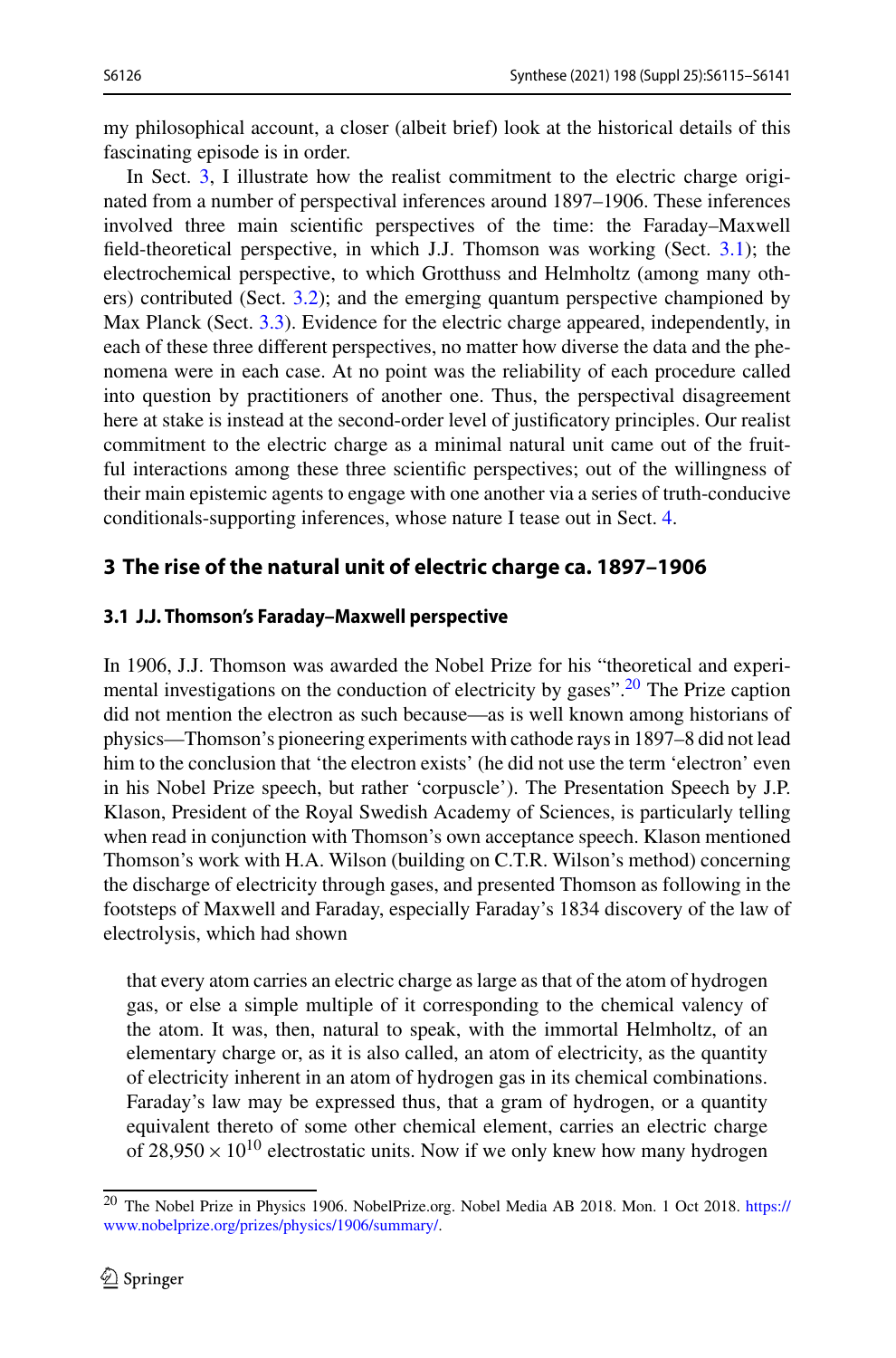my philosophical account, a closer (albeit brief) look at the historical details of this fascinating episode is in order.

In Sect. 3, I illustrate how the realist commitment to the electric charge originated from a number of perspectival inferences around 1897–1906. These inferences involved three main scientific perspectives of the time: the Faraday–Maxwell field-theoretical perspective, in which J.J. Thomson was working (Sect. 3.1); the electrochemical perspective, to which Grotthuss and Helmholtz (among many others) contributed (Sect. 3.2); and the emerging quantum perspective championed by Max Planck (Sect. 3.3). Evidence for the electric charge appeared, independently, in each of these three different perspectives, no matter how diverse the data and the phenomena were in each case. At no point was the reliability of each procedure called into question by practitioners of another one. Thus, the perspectival disagreement here at stake is instead at the second-order level of justificatory principles. Our realist commitment to the electric charge as a minimal natural unit came out of the fruitful interactions among these three scientific perspectives; out of the willingness of their main epistemic agents to engage with one another via a series of truth-conducive conditionals-supporting inferences, whose nature I tease out in Sect. 4.

## 3 The rise of the natural unit of electric charge ca. 1897–1906

### 3.1 J.J. Thomson's Faraday–Maxwell perspective

In 1906, J.J. Thomson was awarded the Nobel Prize for his "theoretical and experimental investigations on the conduction of electricity by gases".[20] The Prize caption did not mention the electron as such because—as is well known among historians of physics—Thomson's pioneering experiments with cathode rays in 1897–8 did not lead him to the conclusion that 'the electron exists' (he did not use the term 'electron' even in his Nobel Prize speech, but rather 'corpuscle'). The Presentation Speech by J.P. Klason, President of the Royal Swedish Academy of Sciences, is particularly telling when read in conjunction with Thomson's own acceptance speech. Klason mentioned Thomson's work with H.A. Wilson (building on C.T.R. Wilson's method) concerning the discharge of electricity through gases, and presented Thomson as following in the footsteps of Maxwell and Faraday, especially Faraday's 1834 discovery of the law of electrolysis, which had shown

> that every atom carries an electric charge as large as that of the atom of hydrogen gas, or else a simple multiple of it corresponding to the chemical valency of the atom. It was, then, natural to speak, with the immortal Helmholtz, of an elementary charge or, as it is also called, an atom of electricity, as the quantity of electricity inherent in an atom of hydrogen gas in its chemical combinations. Faraday's law may be expressed thus, that a gram of hydrogen, or a quantity equivalent thereto of some other chemical element, carries an electric charge of $28{,}950 \times 10^{10}$ electrostatic units. Now if we only knew how many hydrogen

[20] The Nobel Prize in Physics 1906. NobelPrize.org. Nobel Media AB 2018. Mon. 1 Oct 2018. https://www.nobelprize.org/prizes/physics/1906/summary/.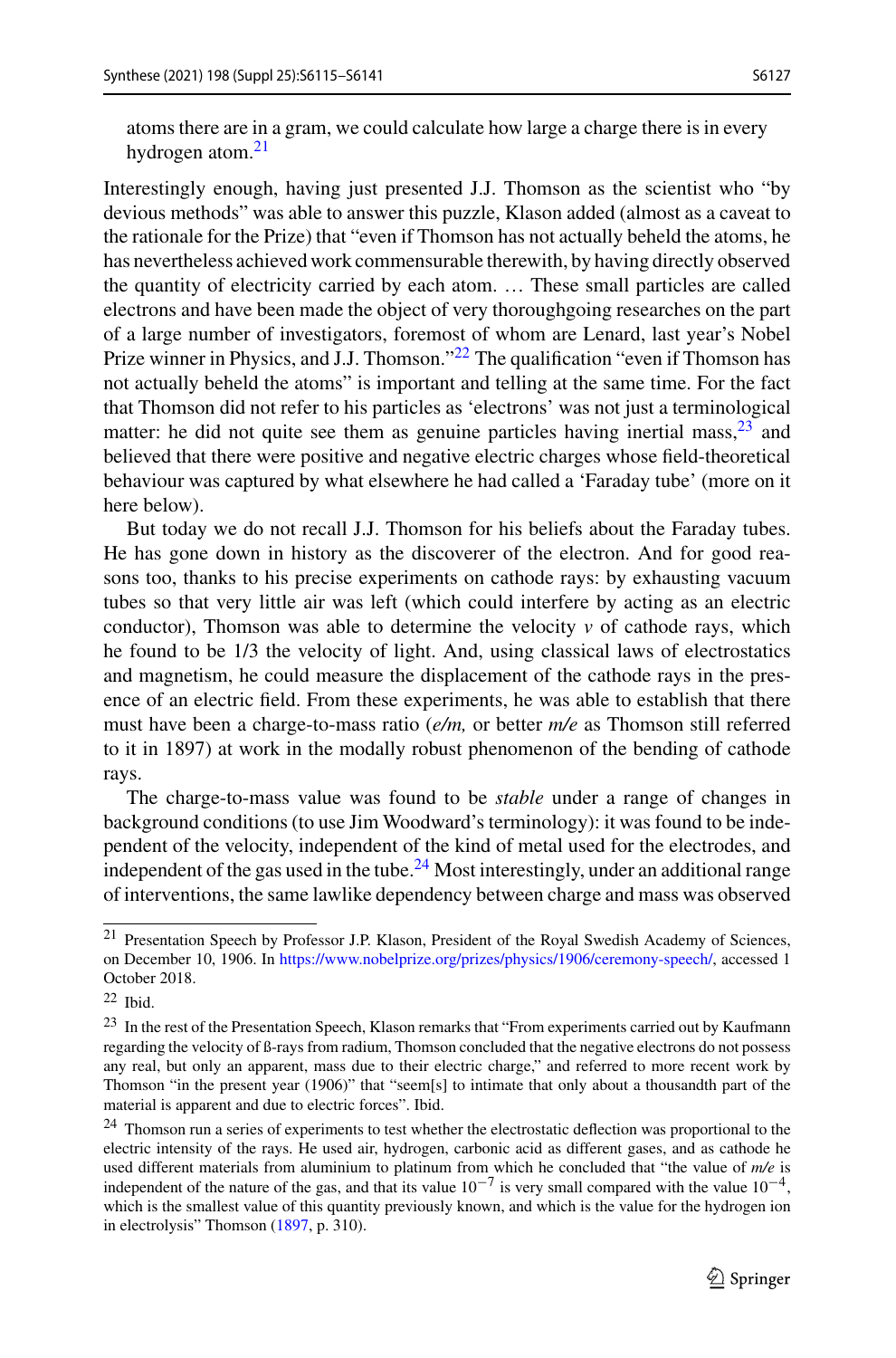> atoms there are in a gram, we could calculate how large a charge there is in every hydrogen atom.[21]

Interestingly enough, having just presented J.J. Thomson as the scientist who "by devious methods" was able to answer this puzzle, Klason added (almost as a caveat to the rationale for the Prize) that "even if Thomson has not actually beheld the atoms, he has nevertheless achieved work commensurable therewith, by having directly observed the quantity of electricity carried by each atom. … These small particles are called electrons and have been made the object of very thoroughgoing researches on the part of a large number of investigators, foremost of whom are Lenard, last year's Nobel Prize winner in Physics, and J.J. Thomson."[22] The qualification "even if Thomson has not actually beheld the atoms" is important and telling at the same time. For the fact that Thomson did not refer to his particles as 'electrons' was not just a terminological matter: he did not quite see them as genuine particles having inertial mass,[23] and believed that there were positive and negative electric charges whose field-theoretical behaviour was captured by what elsewhere he had called a 'Faraday tube' (more on it here below).

But today we do not recall J.J. Thomson for his beliefs about the Faraday tubes. He has gone down in history as the discoverer of the electron. And for good reasons too, thanks to his precise experiments on cathode rays: by exhausting vacuum tubes so that very little air was left (which could interfere by acting as an electric conductor), Thomson was able to determine the velocity $v$ of cathode rays, which he found to be 1/3 the velocity of light. And, using classical laws of electrostatics and magnetism, he could measure the displacement of the cathode rays in the presence of an electric field. From these experiments, he was able to establish that there must have been a charge-to-mass ratio (*e/m,* or better *m/e* as Thomson still referred to it in 1897) at work in the modally robust phenomenon of the bending of cathode rays.

The charge-to-mass value was found to be *stable* under a range of changes in background conditions (to use Jim Woodward's terminology): it was found to be independent of the velocity, independent of the kind of metal used for the electrodes, and independent of the gas used in the tube.[24] Most interestingly, under an additional range of interventions, the same lawlike dependency between charge and mass was observed

---

[21] Presentation Speech by Professor J.P. Klason, President of the Royal Swedish Academy of Sciences, on December 10, 1906. In https://www.nobelprize.org/prizes/physics/1906/ceremony-speech/, accessed 1 October 2018.

[22] Ibid.

[23] In the rest of the Presentation Speech, Klason remarks that "From experiments carried out by Kaufmann regarding the velocity of ß-rays from radium, Thomson concluded that the negative electrons do not possess any real, but only an apparent, mass due to their electric charge," and referred to more recent work by Thomson "in the present year (1906)" that "seem[s] to intimate that only about a thousandth part of the material is apparent and due to electric forces". Ibid.

[24] Thomson run a series of experiments to test whether the electrostatic deflection was proportional to the electric intensity of the rays. He used air, hydrogen, carbonic acid as different gases, and as cathode he used different materials from aluminium to platinum from which he concluded that "the value of *m/e* is independent of the nature of the gas, and that its value $10^{-7}$ is very small compared with the value $10^{-4}$, which is the smallest value of this quantity previously known, and which is the value for the hydrogen ion in electrolysis" Thomson (1897, p. 310).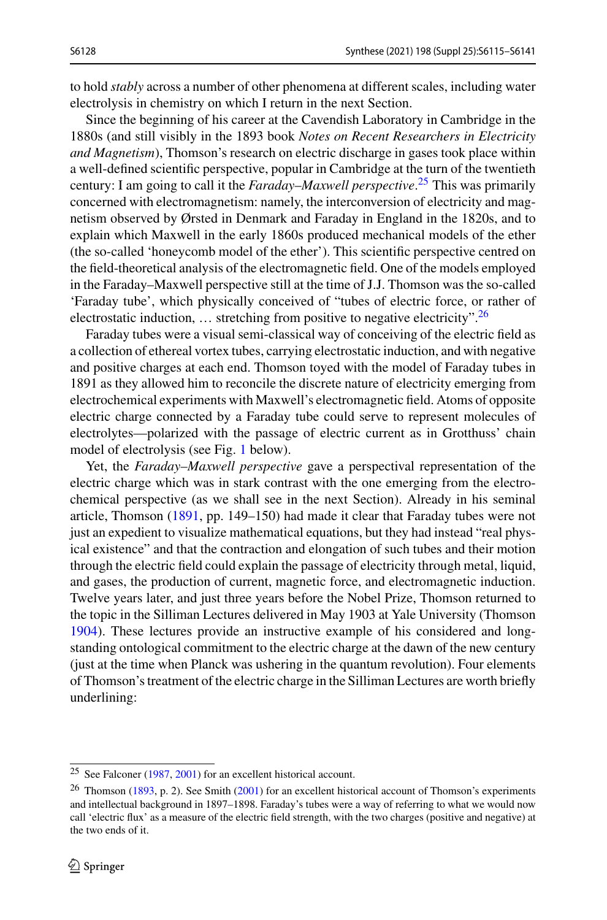to hold *stably* across a number of other phenomena at different scales, including water electrolysis in chemistry on which I return in the next Section.

Since the beginning of his career at the Cavendish Laboratory in Cambridge in the 1880s (and still visibly in the 1893 book *Notes on Recent Researchers in Electricity and Magnetism*), Thomson's research on electric discharge in gases took place within a well-defined scientific perspective, popular in Cambridge at the turn of the twentieth century: I am going to call it the *Faraday–Maxwell perspective*.[25] This was primarily concerned with electromagnetism: namely, the interconversion of electricity and magnetism observed by Ørsted in Denmark and Faraday in England in the 1820s, and to explain which Maxwell in the early 1860s produced mechanical models of the ether (the so-called 'honeycomb model of the ether'). This scientific perspective centred on the field-theoretical analysis of the electromagnetic field. One of the models employed in the Faraday–Maxwell perspective still at the time of J.J. Thomson was the so-called 'Faraday tube', which physically conceived of "tubes of electric force, or rather of electrostatic induction, … stretching from positive to negative electricity".[26]

Faraday tubes were a visual semi-classical way of conceiving of the electric field as a collection of ethereal vortex tubes, carrying electrostatic induction, and with negative and positive charges at each end. Thomson toyed with the model of Faraday tubes in 1891 as they allowed him to reconcile the discrete nature of electricity emerging from electrochemical experiments with Maxwell's electromagnetic field. Atoms of opposite electric charge connected by a Faraday tube could serve to represent molecules of electrolytes—polarized with the passage of electric current as in Grotthuss' chain model of electrolysis (see Fig. 1 below).

Yet, the *Faraday–Maxwell perspective* gave a perspectival representation of the electric charge which was in stark contrast with the one emerging from the electrochemical perspective (as we shall see in the next Section). Already in his seminal article, Thomson (1891, pp. 149–150) had made it clear that Faraday tubes were not just an expedient to visualize mathematical equations, but they had instead "real physical existence" and that the contraction and elongation of such tubes and their motion through the electric field could explain the passage of electricity through metal, liquid, and gases, the production of current, magnetic force, and electromagnetic induction. Twelve years later, and just three years before the Nobel Prize, Thomson returned to the topic in the Silliman Lectures delivered in May 1903 at Yale University (Thomson 1904). These lectures provide an instructive example of his considered and long-standing ontological commitment to the electric charge at the dawn of the new century (just at the time when Planck was ushering in the quantum revolution). Four elements of Thomson's treatment of the electric charge in the Silliman Lectures are worth briefly underlining:

---

[25] See Falconer (1987, 2001) for an excellent historical account.

[26] Thomson (1893, p. 2). See Smith (2001) for an excellent historical account of Thomson's experiments and intellectual background in 1897–1898. Faraday's tubes were a way of referring to what we would now call 'electric flux' as a measure of the electric field strength, with the two charges (positive and negative) at the two ends of it.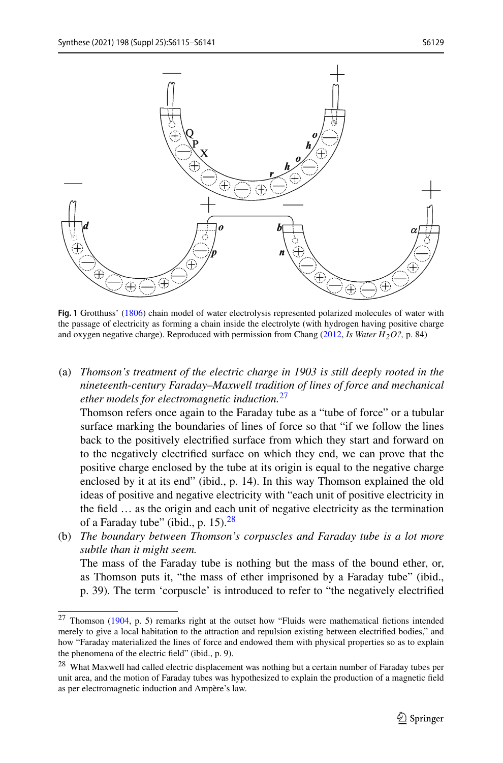**Fig. 1** Grotthuss' (1806) chain model of water electrolysis represented polarized molecules of water with the passage of electricity as forming a chain inside the electrolyte (with hydrogen having positive charge and oxygen negative charge). Reproduced with permission from Chang (2012, *Is Water $H_2O$?,* p. 84)

(a) *Thomson's treatment of the electric charge in 1903 is still deeply rooted in the nineteenth-century Faraday–Maxwell tradition of lines of force and mechanical ether models for electromagnetic induction.*[27]
Thomson refers once again to the Faraday tube as a "tube of force" or a tubular surface marking the boundaries of lines of force so that "if we follow the lines back to the positively electrified surface from which they start and forward on to the negatively electrified surface on which they end, we can prove that the positive charge enclosed by the tube at its origin is equal to the negative charge enclosed by it at its end" (ibid., p. 14). In this way Thomson explained the old ideas of positive and negative electricity with "each unit of positive electricity in the field … as the origin and each unit of negative electricity as the termination of a Faraday tube" (ibid., p. 15).[28]

(b) *The boundary between Thomson's corpuscles and Faraday tube is a lot more subtle than it might seem.*
The mass of the Faraday tube is nothing but the mass of the bound ether, or, as Thomson puts it, "the mass of ether imprisoned by a Faraday tube" (ibid., p. 39). The term 'corpuscle' is introduced to refer to "the negatively electrified

---

[27] Thomson (1904, p. 5) remarks right at the outset how "Fluids were mathematical fictions intended merely to give a local habitation to the attraction and repulsion existing between electrified bodies," and how "Faraday materialized the lines of force and endowed them with physical properties so as to explain the phenomena of the electric field" (ibid., p. 9).

[28] What Maxwell had called electric displacement was nothing but a certain number of Faraday tubes per unit area, and the motion of Faraday tubes was hypothesized to explain the production of a magnetic field as per electromagnetic induction and Ampère's law.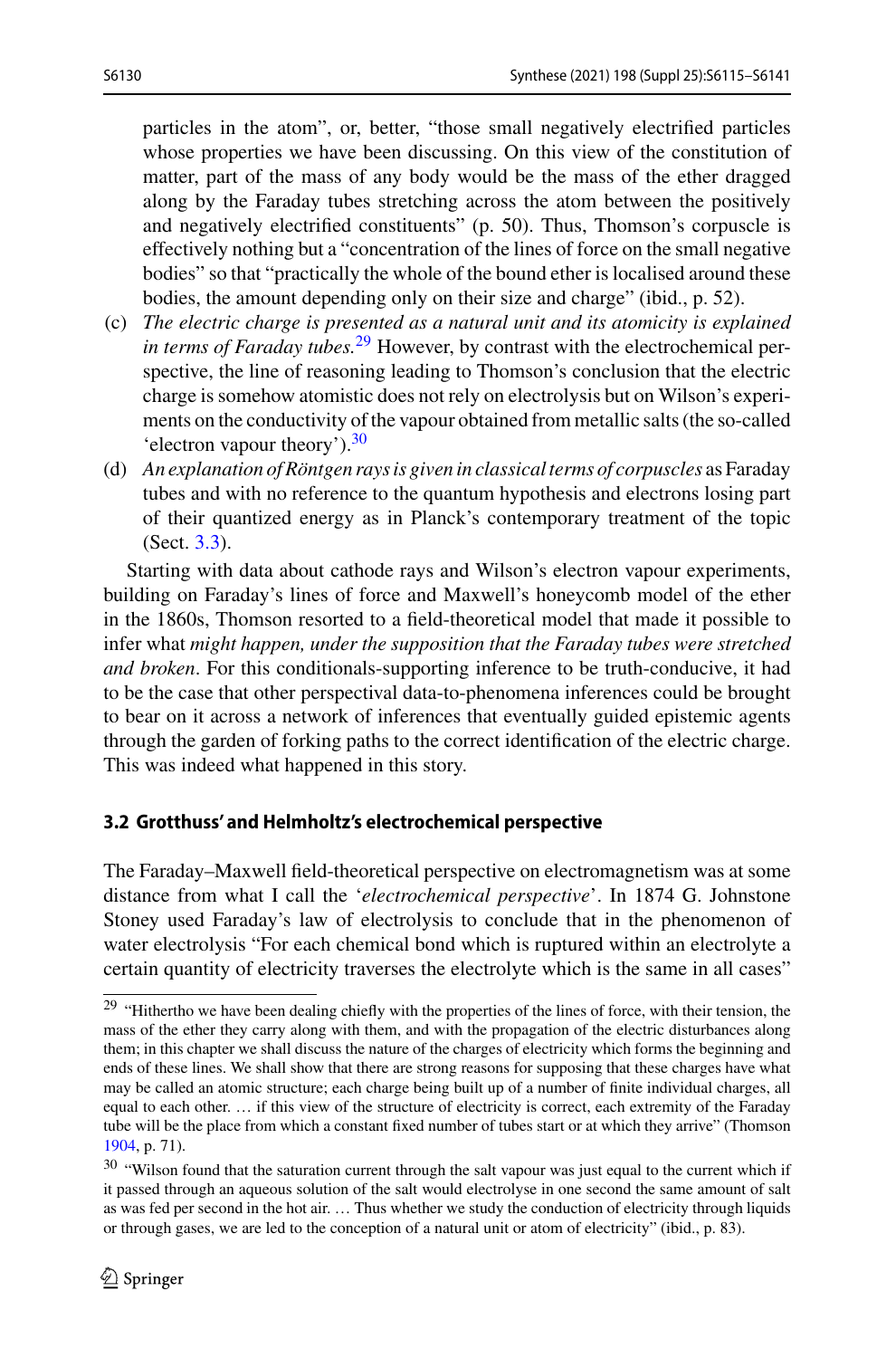particles in the atom", or, better, "those small negatively electrified particles whose properties we have been discussing. On this view of the constitution of matter, part of the mass of any body would be the mass of the ether dragged along by the Faraday tubes stretching across the atom between the positively and negatively electrified constituents" (p. 50). Thus, Thomson's corpuscle is effectively nothing but a "concentration of the lines of force on the small negative bodies" so that "practically the whole of the bound ether is localised around these bodies, the amount depending only on their size and charge" (ibid., p. 52).

(c) *The electric charge is presented as a natural unit and its atomicity is explained in terms of Faraday tubes.*[29] However, by contrast with the electrochemical perspective, the line of reasoning leading to Thomson's conclusion that the electric charge is somehow atomistic does not rely on electrolysis but on Wilson's experiments on the conductivity of the vapour obtained from metallic salts (the so-called 'electron vapour theory').[30]

(d) *An explanation of Röntgen rays is given in classical terms of corpuscles* as Faraday tubes and with no reference to the quantum hypothesis and electrons losing part of their quantized energy as in Planck's contemporary treatment of the topic (Sect. 3.3).

Starting with data about cathode rays and Wilson's electron vapour experiments, building on Faraday's lines of force and Maxwell's honeycomb model of the ether in the 1860s, Thomson resorted to a field-theoretical model that made it possible to infer what *might happen, under the supposition that the Faraday tubes were stretched and broken*. For this conditionals-supporting inference to be truth-conducive, it had to be the case that other perspectival data-to-phenomena inferences could be brought to bear on it across a network of inferences that eventually guided epistemic agents through the garden of forking paths to the correct identification of the electric charge. This was indeed what happened in this story.

### 3.2 Grotthuss' and Helmholtz's electrochemical perspective

The Faraday–Maxwell field-theoretical perspective on electromagnetism was at some distance from what I call the '*electrochemical perspective*'. In 1874 G. Johnstone Stoney used Faraday's law of electrolysis to conclude that in the phenomenon of water electrolysis "For each chemical bond which is ruptured within an electrolyte a certain quantity of electricity traverses the electrolyte which is the same in all cases"

---

[29] "Hitherto we have been dealing chiefly with the properties of the lines of force, with their tension, the mass of the ether they carry along with them, and with the propagation of the electric disturbances along them; in this chapter we shall discuss the nature of the charges of electricity which forms the beginning and ends of these lines. We shall show that there are strong reasons for supposing that these charges have what may be called an atomic structure; each charge being built up of a number of finite individual charges, all equal to each other. … if this view of the structure of electricity is correct, each extremity of the Faraday tube will be the place from which a constant fixed number of tubes start or at which they arrive" (Thomson 1904, p. 71).

[30] "Wilson found that the saturation current through the salt vapour was just equal to the current which if it passed through an aqueous solution of the salt would electrolyse in one second the same amount of salt as was fed per second in the hot air. … Thus whether we study the conduction of electricity through liquids or through gases, we are led to the conception of a natural unit or atom of electricity" (ibid., p. 83).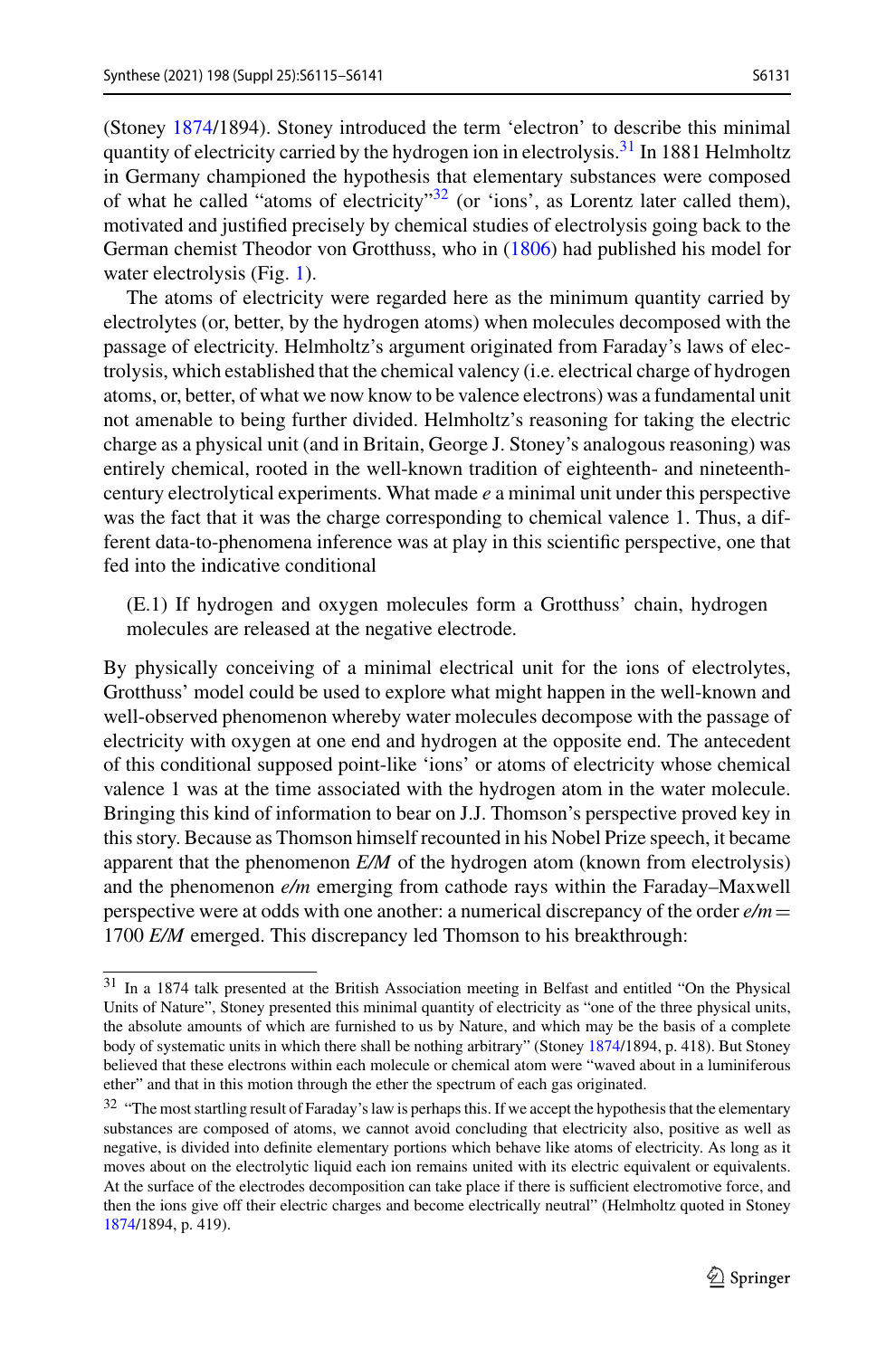(Stoney 1874/1894). Stoney introduced the term 'electron' to describe this minimal quantity of electricity carried by the hydrogen ion in electrolysis.[31] In 1881 Helmholtz in Germany championed the hypothesis that elementary substances were composed of what he called "atoms of electricity"[32] (or 'ions', as Lorentz later called them), motivated and justified precisely by chemical studies of electrolysis going back to the German chemist Theodor von Grotthuss, who in (1806) had published his model for water electrolysis (Fig. 1).

The atoms of electricity were regarded here as the minimum quantity carried by electrolytes (or, better, by the hydrogen atoms) when molecules decomposed with the passage of electricity. Helmholtz's argument originated from Faraday's laws of electrolysis, which established that the chemical valency (i.e. electrical charge of hydrogen atoms, or, better, of what we now know to be valence electrons) was a fundamental unit not amenable to being further divided. Helmholtz's reasoning for taking the electric charge as a physical unit (and in Britain, George J. Stoney's analogous reasoning) was entirely chemical, rooted in the well-known tradition of eighteenth- and nineteenth-century electrolytical experiments. What made *e* a minimal unit under this perspective was the fact that it was the charge corresponding to chemical valence 1. Thus, a different data-to-phenomena inference was at play in this scientific perspective, one that fed into the indicative conditional

> (E.1) If hydrogen and oxygen molecules form a Grotthuss' chain, hydrogen molecules are released at the negative electrode.

By physically conceiving of a minimal electrical unit for the ions of electrolytes, Grotthuss' model could be used to explore what might happen in the well-known and well-observed phenomenon whereby water molecules decompose with the passage of electricity with oxygen at one end and hydrogen at the opposite end. The antecedent of this conditional supposed point-like 'ions' or atoms of electricity whose chemical valence 1 was at the time associated with the hydrogen atom in the water molecule. Bringing this kind of information to bear on J.J. Thomson's perspective proved key in this story. Because as Thomson himself recounted in his Nobel Prize speech, it became apparent that the phenomenon *E/M* of the hydrogen atom (known from electrolysis) and the phenomenon *e/m* emerging from cathode rays within the Faraday–Maxwell perspective were at odds with one another: a numerical discrepancy of the order $e/m = 1700\ E/M$ emerged. This discrepancy led Thomson to his breakthrough:

---

[31] In a 1874 talk presented at the British Association meeting in Belfast and entitled "On the Physical Units of Nature", Stoney presented this minimal quantity of electricity as "one of the three physical units, the absolute amounts of which are furnished to us by Nature, and which may be the basis of a complete body of systematic units in which there shall be nothing arbitrary" (Stoney 1874/1894, p. 418). But Stoney believed that these electrons within each molecule or chemical atom were "waved about in a luminiferous ether" and that in this motion through the ether the spectrum of each gas originated.

[32] "The most startling result of Faraday's law is perhaps this. If we accept the hypothesis that the elementary substances are composed of atoms, we cannot avoid concluding that electricity also, positive as well as negative, is divided into definite elementary portions which behave like atoms of electricity. As long as it moves about on the electrolytic liquid each ion remains united with its electric equivalent or equivalents. At the surface of the electrodes decomposition can take place if there is sufficient electromotive force, and then the ions give off their electric charges and become electrically neutral" (Helmholtz quoted in Stoney 1874/1894, p. 419).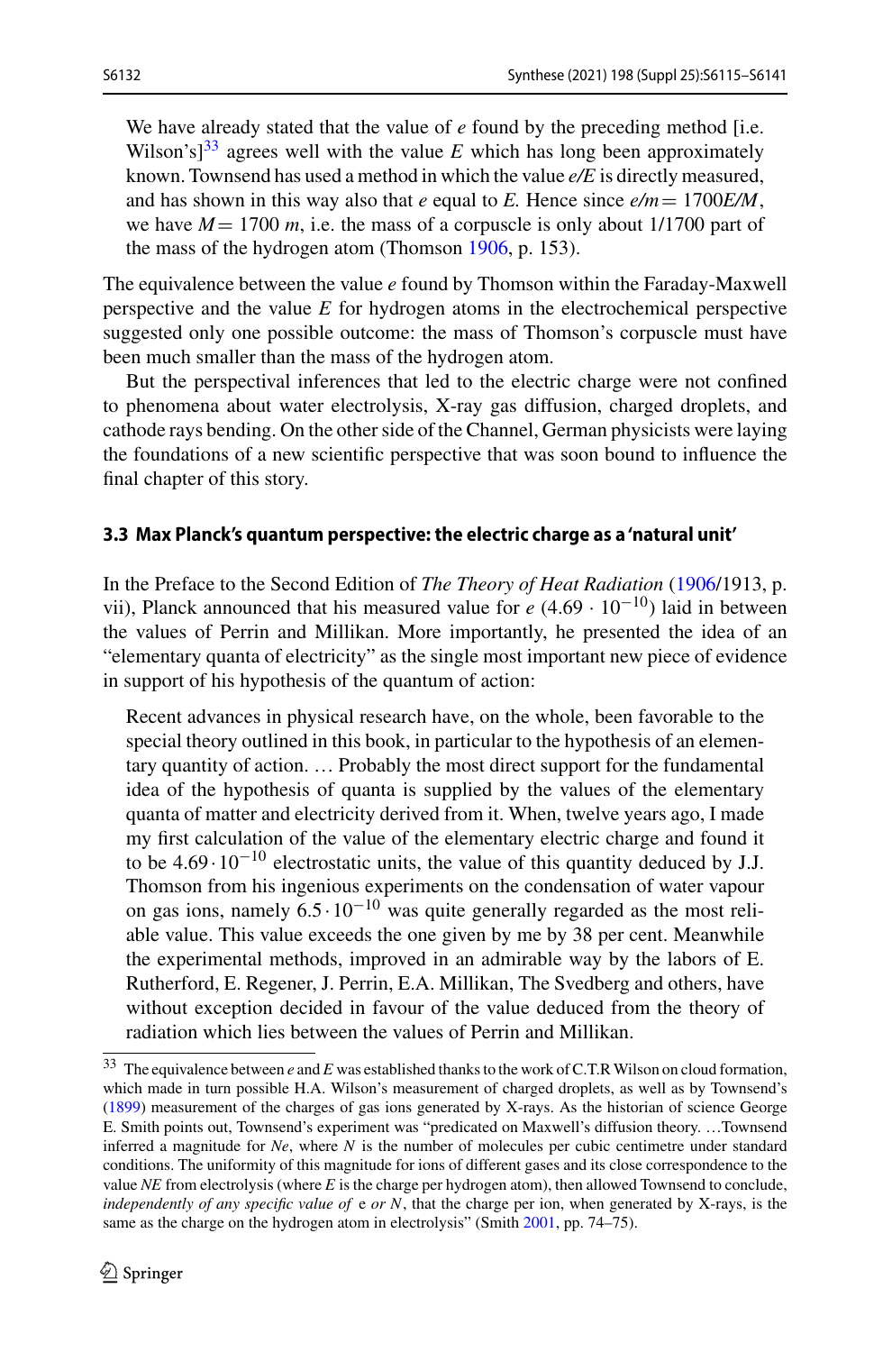> We have already stated that the value of $e$ found by the preceding method [i.e. Wilson's][33] agrees well with the value $E$ which has long been approximately known. Townsend has used a method in which the value $e/E$ is directly measured, and has shown in this way also that $e$ equal to $E$. Hence since $e/m = 1700E/M$, we have $M = 1700\ m$, i.e. the mass of a corpuscle is only about 1/1700 part of the mass of the hydrogen atom (Thomson 1906, p. 153).

The equivalence between the value $e$ found by Thomson within the Faraday-Maxwell perspective and the value $E$ for hydrogen atoms in the electrochemical perspective suggested only one possible outcome: the mass of Thomson's corpuscle must have been much smaller than the mass of the hydrogen atom.

But the perspectival inferences that led to the electric charge were not confined to phenomena about water electrolysis, X-ray gas diffusion, charged droplets, and cathode rays bending. On the other side of the Channel, German physicists were laying the foundations of a new scientific perspective that was soon bound to influence the final chapter of this story.

### 3.3 Max Planck's quantum perspective: the electric charge as a 'natural unit'

In the Preface to the Second Edition of *The Theory of Heat Radiation* (1906/1913, p. vii), Planck announced that his measured value for $e$ ($4.69 \cdot 10^{-10}$) laid in between the values of Perrin and Millikan. More importantly, he presented the idea of an "elementary quanta of electricity" as the single most important new piece of evidence in support of his hypothesis of the quantum of action:

> Recent advances in physical research have, on the whole, been favorable to the special theory outlined in this book, in particular to the hypothesis of an elementary quantity of action. … Probably the most direct support for the fundamental idea of the hypothesis of quanta is supplied by the values of the elementary quanta of matter and electricity derived from it. When, twelve years ago, I made my first calculation of the value of the elementary electric charge and found it to be $4.69 \cdot 10^{-10}$ electrostatic units, the value of this quantity deduced by J.J. Thomson from his ingenious experiments on the condensation of water vapour on gas ions, namely $6.5 \cdot 10^{-10}$ was quite generally regarded as the most reliable value. This value exceeds the one given by me by 38 per cent. Meanwhile the experimental methods, improved in an admirable way by the labors of E. Rutherford, E. Regener, J. Perrin, E.A. Millikan, The Svedberg and others, have without exception decided in favour of the value deduced from the theory of radiation which lies between the values of Perrin and Millikan.

[33] The equivalence between $e$ and $E$ was established thanks to the work of C.T.R Wilson on cloud formation, which made in turn possible H.A. Wilson's measurement of charged droplets, as well as by Townsend's (1899) measurement of the charges of gas ions generated by X-rays. As the historian of science George E. Smith points out, Townsend's experiment was "predicated on Maxwell's diffusion theory. …Townsend inferred a magnitude for $Ne$, where $N$ is the number of molecules per cubic centimetre under standard conditions. The uniformity of this magnitude for ions of different gases and its close correspondence to the value $NE$ from electrolysis (where $E$ is the charge per hydrogen atom), then allowed Townsend to conclude, *independently of any specific value of* e *or* $N$, that the charge per ion, when generated by X-rays, is the same as the charge on the hydrogen atom in electrolysis" (Smith 2001, pp. 74–75).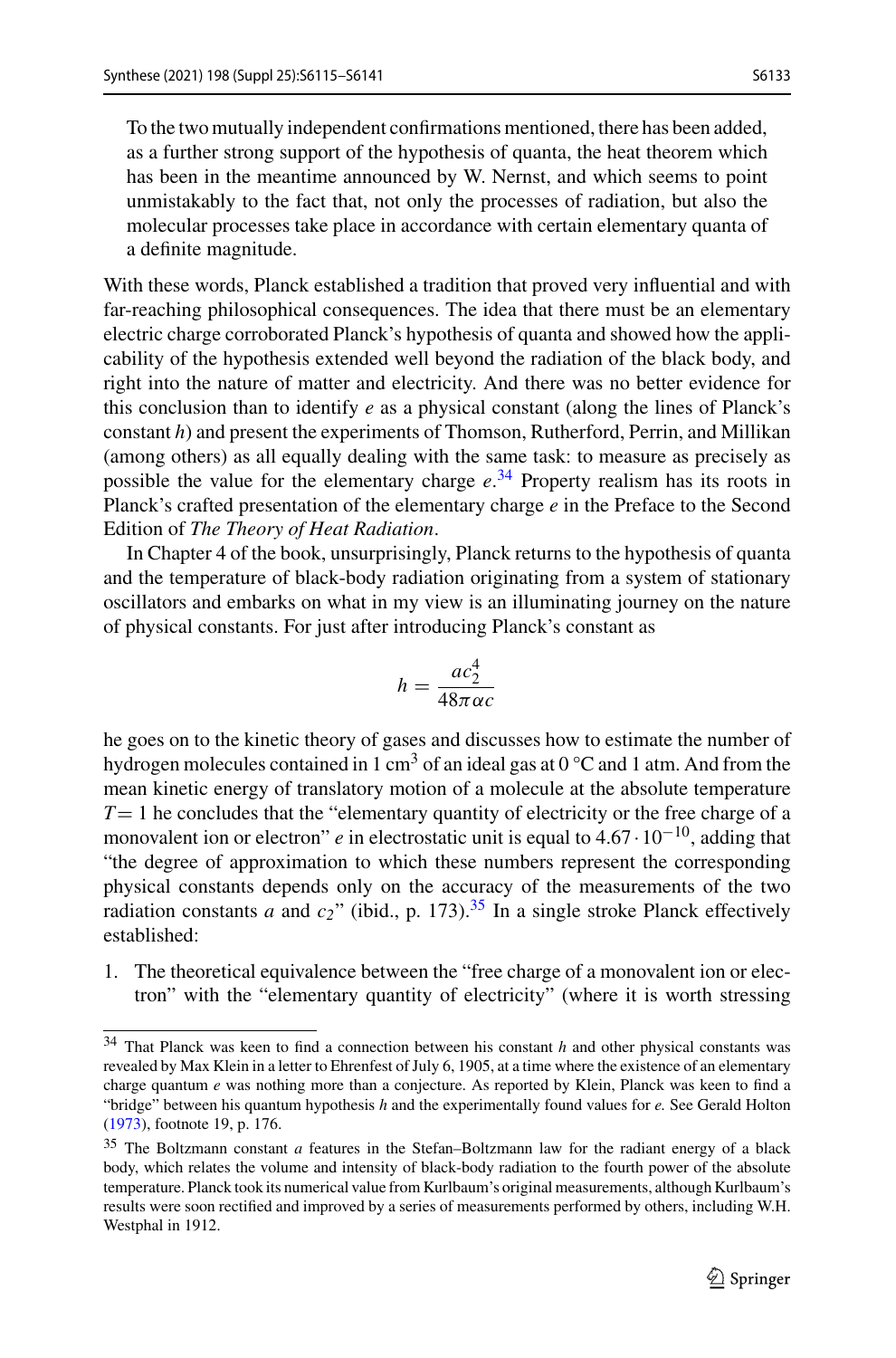> To the two mutually independent confirmations mentioned, there has been added, as a further strong support of the hypothesis of quanta, the heat theorem which has been in the meantime announced by W. Nernst, and which seems to point unmistakably to the fact that, not only the processes of radiation, but also the molecular processes take place in accordance with certain elementary quanta of a definite magnitude.

With these words, Planck established a tradition that proved very influential and with far-reaching philosophical consequences. The idea that there must be an elementary electric charge corroborated Planck's hypothesis of quanta and showed how the applicability of the hypothesis extended well beyond the radiation of the black body, and right into the nature of matter and electricity. And there was no better evidence for this conclusion than to identify $e$ as a physical constant (along the lines of Planck's constant $h$) and present the experiments of Thomson, Rutherford, Perrin, and Millikan (among others) as all equally dealing with the same task: to measure as precisely as possible the value for the elementary charge $e$.[34] Property realism has its roots in Planck's crafted presentation of the elementary charge $e$ in the Preface to the Second Edition of *The Theory of Heat Radiation*.

In Chapter 4 of the book, unsurprisingly, Planck returns to the hypothesis of quanta and the temperature of black-body radiation originating from a system of stationary oscillators and embarks on what in my view is an illuminating journey on the nature of physical constants. For just after introducing Planck's constant as

$$h = \frac{ac_2^4}{48\pi\alpha c}$$

he goes on to the kinetic theory of gases and discusses how to estimate the number of hydrogen molecules contained in 1 $cm^3$ of an ideal gas at 0 °C and 1 atm. And from the mean kinetic energy of translatory motion of a molecule at the absolute temperature $T = 1$ he concludes that the "elementary quantity of electricity or the free charge of a monovalent ion or electron" $e$ in electrostatic unit is equal to $4.67 \cdot 10^{-10}$, adding that "the degree of approximation to which these numbers represent the corresponding physical constants depends only on the accuracy of the measurements of the two radiation constants $a$ and $c_2$" (ibid., p. 173).[35] In a single stroke Planck effectively established:

1. The theoretical equivalence between the "free charge of a monovalent ion or electron" with the "elementary quantity of electricity" (where it is worth stressing

[34] That Planck was keen to find a connection between his constant $h$ and other physical constants was revealed by Max Klein in a letter to Ehrenfest of July 6, 1905, at a time where the existence of an elementary charge quantum $e$ was nothing more than a conjecture. As reported by Klein, Planck was keen to find a "bridge" between his quantum hypothesis $h$ and the experimentally found values for $e$. See Gerald Holton (1973), footnote 19, p. 176.

[35] The Boltzmann constant $a$ features in the Stefan–Boltzmann law for the radiant energy of a black body, which relates the volume and intensity of black-body radiation to the fourth power of the absolute temperature. Planck took its numerical value from Kurlbaum's original measurements, although Kurlbaum's results were soon rectified and improved by a series of measurements performed by others, including W.H. Westphal in 1912.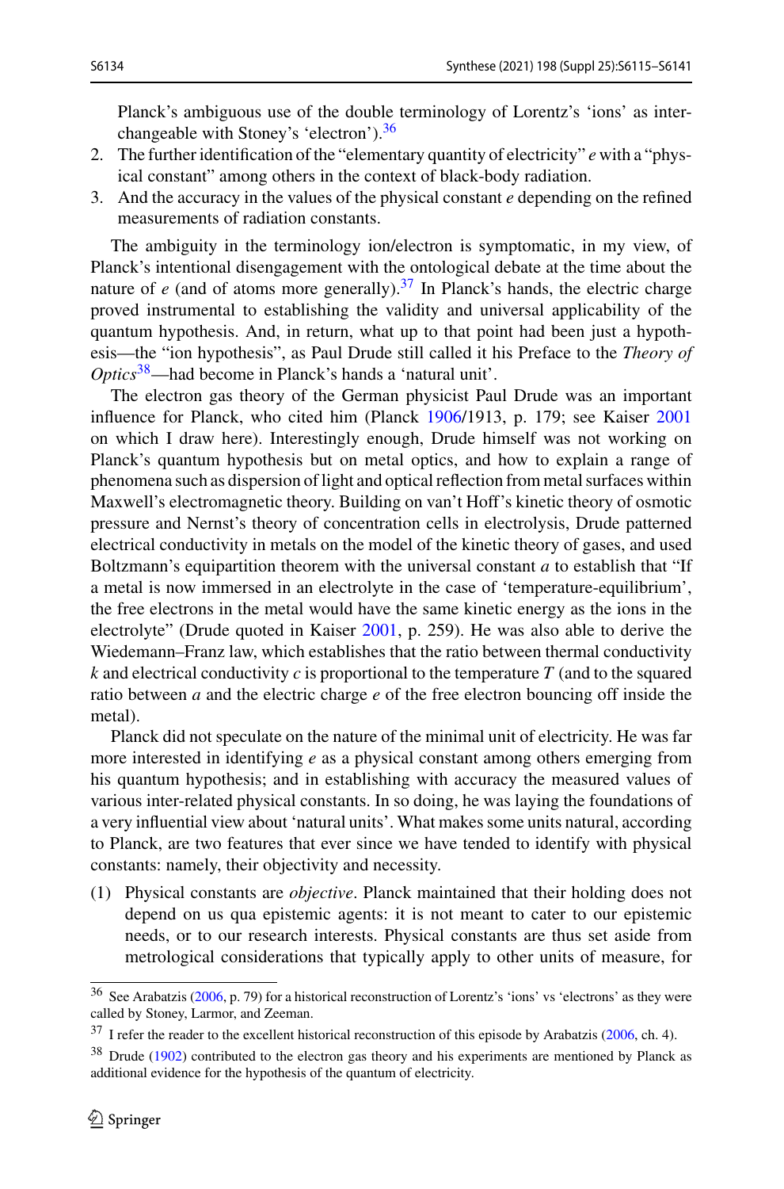Planck's ambiguous use of the double terminology of Lorentz's 'ions' as interchangeable with Stoney's 'electron').[36]

2. The further identification of the "elementary quantity of electricity" $e$ with a "physical constant" among others in the context of black-body radiation.
3. And the accuracy in the values of the physical constant $e$ depending on the refined measurements of radiation constants.

The ambiguity in the terminology ion/electron is symptomatic, in my view, of Planck's intentional disengagement with the ontological debate at the time about the nature of $e$ (and of atoms more generally).[37] In Planck's hands, the electric charge proved instrumental to establishing the validity and universal applicability of the quantum hypothesis. And, in return, what up to that point had been just a hypothesis—the "ion hypothesis", as Paul Drude still called it his Preface to the *Theory of Optics*[38]—had become in Planck's hands a 'natural unit'.

The electron gas theory of the German physicist Paul Drude was an important influence for Planck, who cited him (Planck 1906/1913, p. 179; see Kaiser 2001 on which I draw here). Interestingly enough, Drude himself was not working on Planck's quantum hypothesis but on metal optics, and how to explain a range of phenomena such as dispersion of light and optical reflection from metal surfaces within Maxwell's electromagnetic theory. Building on van't Hoff's kinetic theory of osmotic pressure and Nernst's theory of concentration cells in electrolysis, Drude patterned electrical conductivity in metals on the model of the kinetic theory of gases, and used Boltzmann's equipartition theorem with the universal constant $a$ to establish that "If a metal is now immersed in an electrolyte in the case of 'temperature-equilibrium', the free electrons in the metal would have the same kinetic energy as the ions in the electrolyte" (Drude quoted in Kaiser 2001, p. 259). He was also able to derive the Wiedemann–Franz law, which establishes that the ratio between thermal conductivity $k$ and electrical conductivity $c$ is proportional to the temperature $T$ (and to the squared ratio between $a$ and the electric charge $e$ of the free electron bouncing off inside the metal).

Planck did not speculate on the nature of the minimal unit of electricity. He was far more interested in identifying $e$ as a physical constant among others emerging from his quantum hypothesis; and in establishing with accuracy the measured values of various inter-related physical constants. In so doing, he was laying the foundations of a very influential view about 'natural units'. What makes some units natural, according to Planck, are two features that ever since we have tended to identify with physical constants: namely, their objectivity and necessity.

(1) Physical constants are *objective*. Planck maintained that their holding does not depend on us qua epistemic agents: it is not meant to cater to our epistemic needs, or to our research interests. Physical constants are thus set aside from metrological considerations that typically apply to other units of measure, for

---

[36] See Arabatzis (2006, p. 79) for a historical reconstruction of Lorentz's 'ions' vs 'electrons' as they were called by Stoney, Larmor, and Zeeman.

[37] I refer the reader to the excellent historical reconstruction of this episode by Arabatzis (2006, ch. 4).

[38] Drude (1902) contributed to the electron gas theory and his experiments are mentioned by Planck as additional evidence for the hypothesis of the quantum of electricity.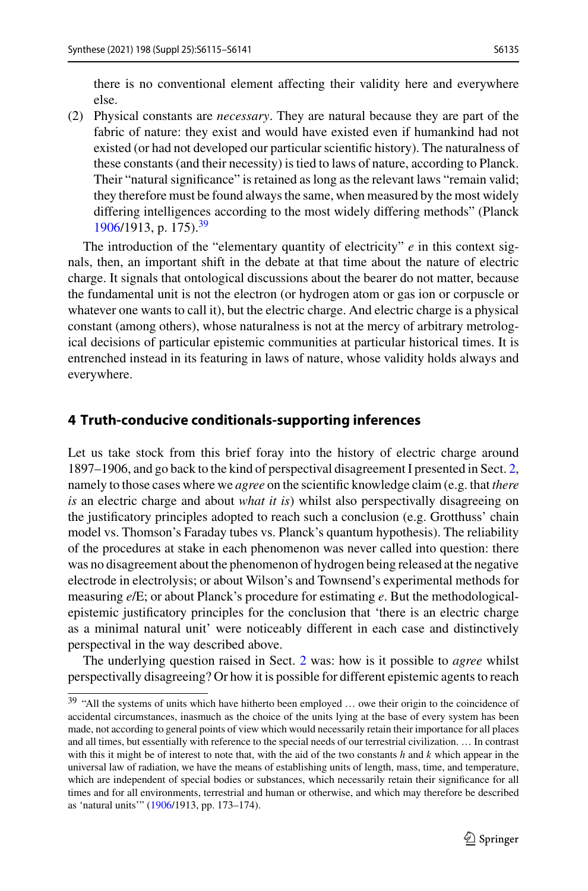there is no conventional element affecting their validity here and everywhere else.

(2) Physical constants are *necessary*. They are natural because they are part of the fabric of nature: they exist and would have existed even if humankind had not existed (or had not developed our particular scientific history). The naturalness of these constants (and their necessity) is tied to laws of nature, according to Planck. Their "natural significance" is retained as long as the relevant laws "remain valid; they therefore must be found always the same, when measured by the most widely differing intelligences according to the most widely differing methods" (Planck 1906/1913, p. 175).[39]

The introduction of the "elementary quantity of electricity" $e$ in this context signals, then, an important shift in the debate at that time about the nature of electric charge. It signals that ontological discussions about the bearer do not matter, because the fundamental unit is not the electron (or hydrogen atom or gas ion or corpuscle or whatever one wants to call it), but the electric charge. And electric charge is a physical constant (among others), whose naturalness is not at the mercy of arbitrary metrological decisions of particular epistemic communities at particular historical times. It is entrenched instead in its featuring in laws of nature, whose validity holds always and everywhere.

## 4 Truth-conducive conditionals-supporting inferences

Let us take stock from this brief foray into the history of electric charge around 1897–1906, and go back to the kind of perspectival disagreement I presented in Sect. 2, namely to those cases where we *agree* on the scientific knowledge claim (e.g. that *there is* an electric charge and about *what it is*) whilst also perspectivally disagreeing on the justificatory principles adopted to reach such a conclusion (e.g. Grotthuss' chain model vs. Thomson's Faraday tubes vs. Planck's quantum hypothesis). The reliability of the procedures at stake in each phenomenon was never called into question: there was no disagreement about the phenomenon of hydrogen being released at the negative electrode in electrolysis; or about Wilson's and Townsend's experimental methods for measuring $e$/E; or about Planck's procedure for estimating $e$. But the methodological-epistemic justificatory principles for the conclusion that 'there is an electric charge as a minimal natural unit' were noticeably different in each case and distinctively perspectival in the way described above.

The underlying question raised in Sect. 2 was: how is it possible to *agree* whilst perspectivally disagreeing? Or how it is possible for different epistemic agents to reach

[39] "All the systems of units which have hitherto been employed … owe their origin to the coincidence of accidental circumstances, inasmuch as the choice of the units lying at the base of every system has been made, not according to general points of view which would necessarily retain their importance for all places and all times, but essentially with reference to the special needs of our terrestrial civilization. … In contrast with this it might be of interest to note that, with the aid of the two constants $h$ and $k$ which appear in the universal law of radiation, we have the means of establishing units of length, mass, time, and temperature, which are independent of special bodies or substances, which necessarily retain their significance for all times and for all environments, terrestrial and human or otherwise, and which may therefore be described as 'natural units'" (1906/1913, pp. 173–174).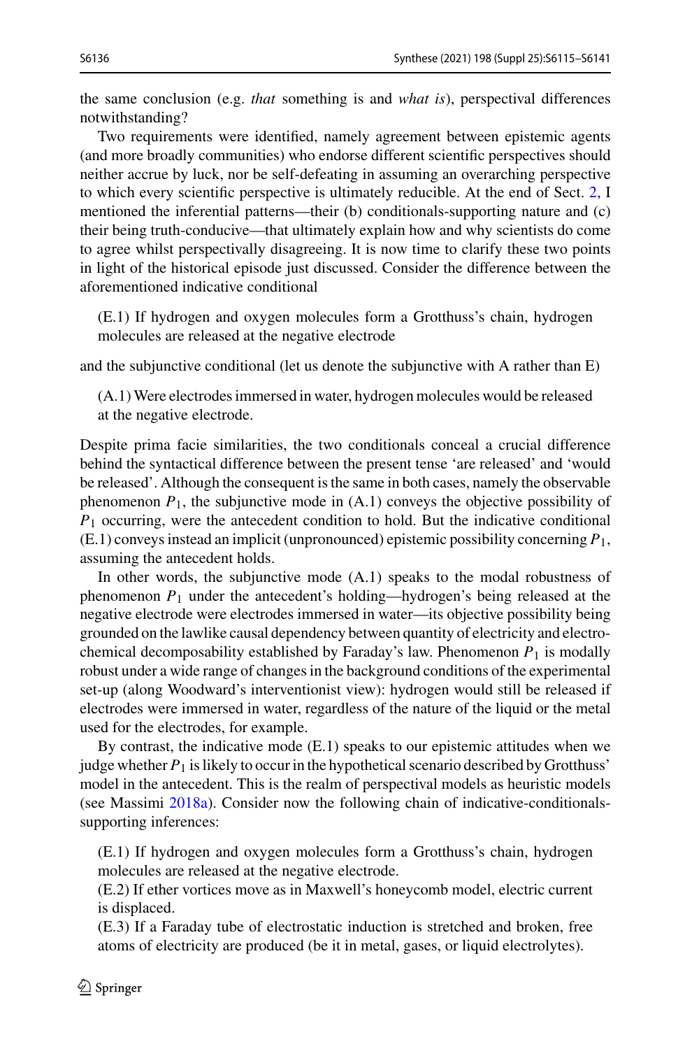the same conclusion (e.g. *that* something is and *what is*), perspectival differences notwithstanding?

Two requirements were identified, namely agreement between epistemic agents (and more broadly communities) who endorse different scientific perspectives should neither accrue by luck, nor be self-defeating in assuming an overarching perspective to which every scientific perspective is ultimately reducible. At the end of Sect. 2, I mentioned the inferential patterns—their (b) conditionals-supporting nature and (c) their being truth-conducive—that ultimately explain how and why scientists do come to agree whilst perspectivally disagreeing. It is now time to clarify these two points in light of the historical episode just discussed. Consider the difference between the aforementioned indicative conditional

> (E.1) If hydrogen and oxygen molecules form a Grotthuss's chain, hydrogen molecules are released at the negative electrode

and the subjunctive conditional (let us denote the subjunctive with A rather than E)

> (A.1) Were electrodes immersed in water, hydrogen molecules would be released at the negative electrode.

Despite prima facie similarities, the two conditionals conceal a crucial difference behind the syntactical difference between the present tense 'are released' and 'would be released'. Although the consequent is the same in both cases, namely the observable phenomenon $P_1$, the subjunctive mode in (A.1) conveys the objective possibility of $P_1$ occurring, were the antecedent condition to hold. But the indicative conditional (E.1) conveys instead an implicit (unpronounced) epistemic possibility concerning $P_1$, assuming the antecedent holds.

In other words, the subjunctive mode (A.1) speaks to the modal robustness of phenomenon $P_1$ under the antecedent's holding—hydrogen's being released at the negative electrode were electrodes immersed in water—its objective possibility being grounded on the lawlike causal dependency between quantity of electricity and electrochemical decomposability established by Faraday's law. Phenomenon $P_1$ is modally robust under a wide range of changes in the background conditions of the experimental set-up (along Woodward's interventionist view): hydrogen would still be released if electrodes were immersed in water, regardless of the nature of the liquid or the metal used for the electrodes, for example.

By contrast, the indicative mode (E.1) speaks to our epistemic attitudes when we judge whether $P_1$ is likely to occur in the hypothetical scenario described by Grotthuss' model in the antecedent. This is the realm of perspectival models as heuristic models (see Massimi 2018a). Consider now the following chain of indicative-conditionals-supporting inferences:

> (E.1) If hydrogen and oxygen molecules form a Grotthuss's chain, hydrogen molecules are released at the negative electrode.
> (E.2) If ether vortices move as in Maxwell's honeycomb model, electric current is displaced.
> (E.3) If a Faraday tube of electrostatic induction is stretched and broken, free atoms of electricity are produced (be it in metal, gases, or liquid electrolytes).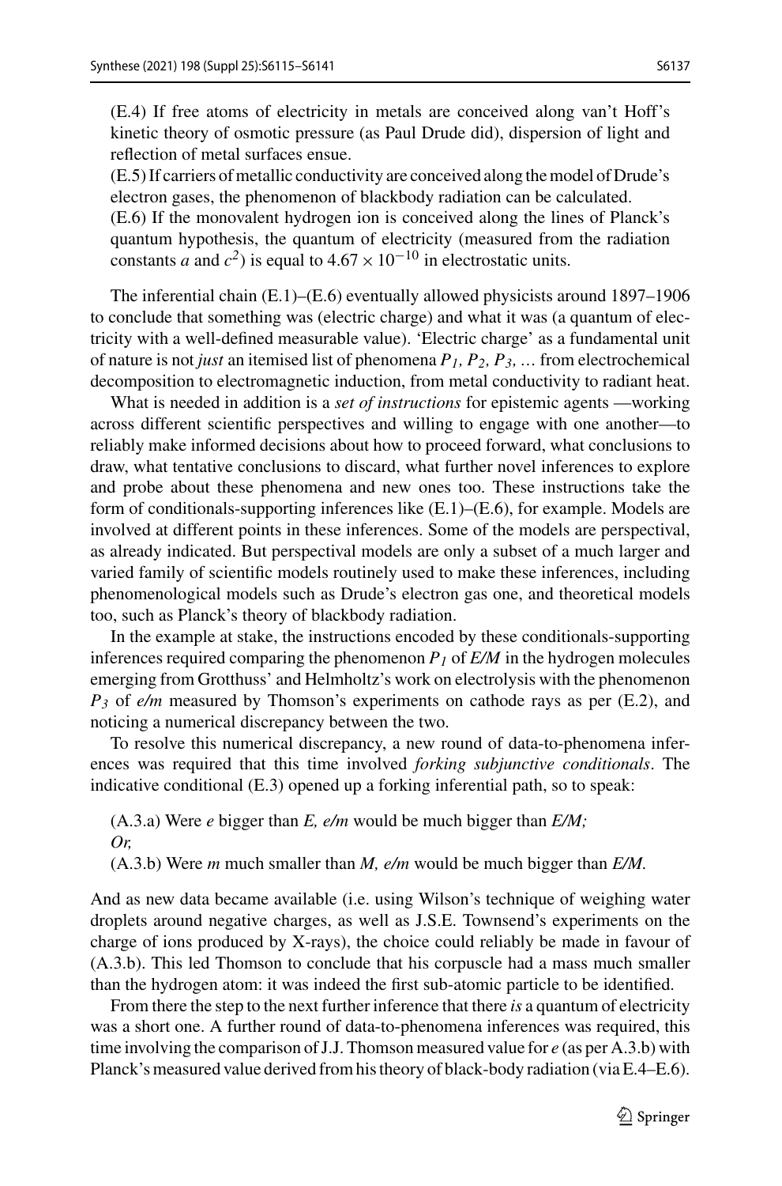(E.4) If free atoms of electricity in metals are conceived along van't Hoff's kinetic theory of osmotic pressure (as Paul Drude did), dispersion of light and reflection of metal surfaces ensue.

(E.5) If carriers of metallic conductivity are conceived along the model of Drude's electron gases, the phenomenon of blackbody radiation can be calculated.

(E.6) If the monovalent hydrogen ion is conceived along the lines of Planck's quantum hypothesis, the quantum of electricity (measured from the radiation constants *a* and $c^2$) is equal to $4.67 \times 10^{-10}$ in electrostatic units.

The inferential chain (E.1)–(E.6) eventually allowed physicists around 1897–1906 to conclude that something was (electric charge) and what it was (a quantum of electricity with a well-defined measurable value). 'Electric charge' as a fundamental unit of nature is not *just* an itemised list of phenomena $P_1$, $P_2$, $P_3$, … from electrochemical decomposition to electromagnetic induction, from metal conductivity to radiant heat.

What is needed in addition is a *set of instructions* for epistemic agents —working across different scientific perspectives and willing to engage with one another—to reliably make informed decisions about how to proceed forward, what conclusions to draw, what tentative conclusions to discard, what further novel inferences to explore and probe about these phenomena and new ones too. These instructions take the form of conditionals-supporting inferences like (E.1)–(E.6), for example. Models are involved at different points in these inferences. Some of the models are perspectival, as already indicated. But perspectival models are only a subset of a much larger and varied family of scientific models routinely used to make these inferences, including phenomenological models such as Drude's electron gas one, and theoretical models too, such as Planck's theory of blackbody radiation.

In the example at stake, the instructions encoded by these conditionals-supporting inferences required comparing the phenomenon $P_1$ of *E/M* in the hydrogen molecules emerging from Grotthuss' and Helmholtz's work on electrolysis with the phenomenon $P_3$ of *e/m* measured by Thomson's experiments on cathode rays as per (E.2), and noticing a numerical discrepancy between the two.

To resolve this numerical discrepancy, a new round of data-to-phenomena inferences was required that this time involved *forking subjunctive conditionals*. The indicative conditional (E.3) opened up a forking inferential path, so to speak:

(A.3.a) Were *e* bigger than *E*, *e/m* would be much bigger than *E/M;*
*Or,*
(A.3.b) Were *m* much smaller than *M*, *e/m* would be much bigger than *E/M*.

And as new data became available (i.e. using Wilson's technique of weighing water droplets around negative charges, as well as J.S.E. Townsend's experiments on the charge of ions produced by X-rays), the choice could reliably be made in favour of (A.3.b). This led Thomson to conclude that his corpuscle had a mass much smaller than the hydrogen atom: it was indeed the first sub-atomic particle to be identified.

From there the step to the next further inference that there *is* a quantum of electricity was a short one. A further round of data-to-phenomena inferences was required, this time involving the comparison of J.J. Thomson measured value for *e* (as per A.3.b) with Planck's measured value derived from his theory of black-body radiation (via E.4–E.6).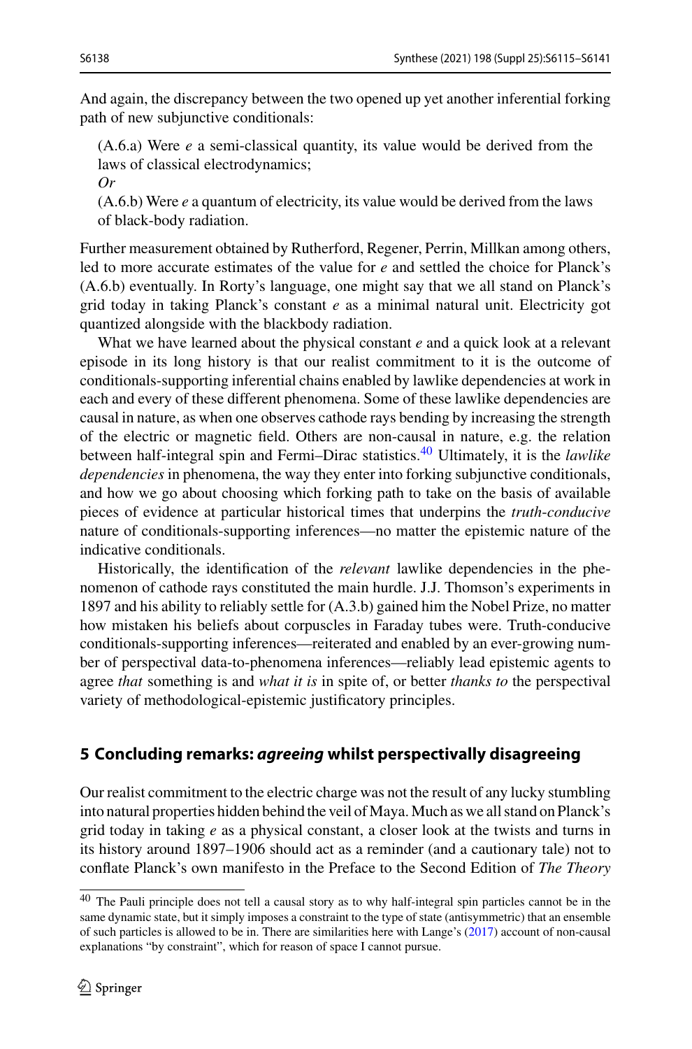And again, the discrepancy between the two opened up yet another inferential forking path of new subjunctive conditionals:

(A.6.a) Were $e$ a semi-classical quantity, its value would be derived from the laws of classical electrodynamics;

*Or*

(A.6.b) Were $e$ a quantum of electricity, its value would be derived from the laws of black-body radiation.

Further measurement obtained by Rutherford, Regener, Perrin, Millkan among others, led to more accurate estimates of the value for $e$ and settled the choice for Planck's (A.6.b) eventually. In Rorty's language, one might say that we all stand on Planck's grid today in taking Planck's constant $e$ as a minimal natural unit. Electricity got quantized alongside with the blackbody radiation.

What we have learned about the physical constant $e$ and a quick look at a relevant episode in its long history is that our realist commitment to it is the outcome of conditionals-supporting inferential chains enabled by lawlike dependencies at work in each and every of these different phenomena. Some of these lawlike dependencies are causal in nature, as when one observes cathode rays bending by increasing the strength of the electric or magnetic field. Others are non-causal in nature, e.g. the relation between half-integral spin and Fermi–Dirac statistics.[40] Ultimately, it is the *lawlike dependencies* in phenomena, the way they enter into forking subjunctive conditionals, and how we go about choosing which forking path to take on the basis of available pieces of evidence at particular historical times that underpins the *truth-conducive* nature of conditionals-supporting inferences—no matter the epistemic nature of the indicative conditionals.

Historically, the identification of the *relevant* lawlike dependencies in the phenomenon of cathode rays constituted the main hurdle. J.J. Thomson's experiments in 1897 and his ability to reliably settle for (A.3.b) gained him the Nobel Prize, no matter how mistaken his beliefs about corpuscles in Faraday tubes were. Truth-conducive conditionals-supporting inferences—reiterated and enabled by an ever-growing number of perspectival data-to-phenomena inferences—reliably lead epistemic agents to agree *that* something is and *what it is* in spite of, or better *thanks to* the perspectival variety of methodological-epistemic justificatory principles.

## 5 Concluding remarks: *agreeing* whilst perspectivally disagreeing

Our realist commitment to the electric charge was not the result of any lucky stumbling into natural properties hidden behind the veil of Maya. Much as we all stand on Planck's grid today in taking $e$ as a physical constant, a closer look at the twists and turns in its history around 1897–1906 should act as a reminder (and a cautionary tale) not to conflate Planck's own manifesto in the Preface to the Second Edition of *The Theory*

---

[40] The Pauli principle does not tell a causal story as to why half-integral spin particles cannot be in the same dynamic state, but it simply imposes a constraint to the type of state (antisymmetric) that an ensemble of such particles is allowed to be in. There are similarities here with Lange's (2017) account of non-causal explanations "by constraint", which for reason of space I cannot pursue.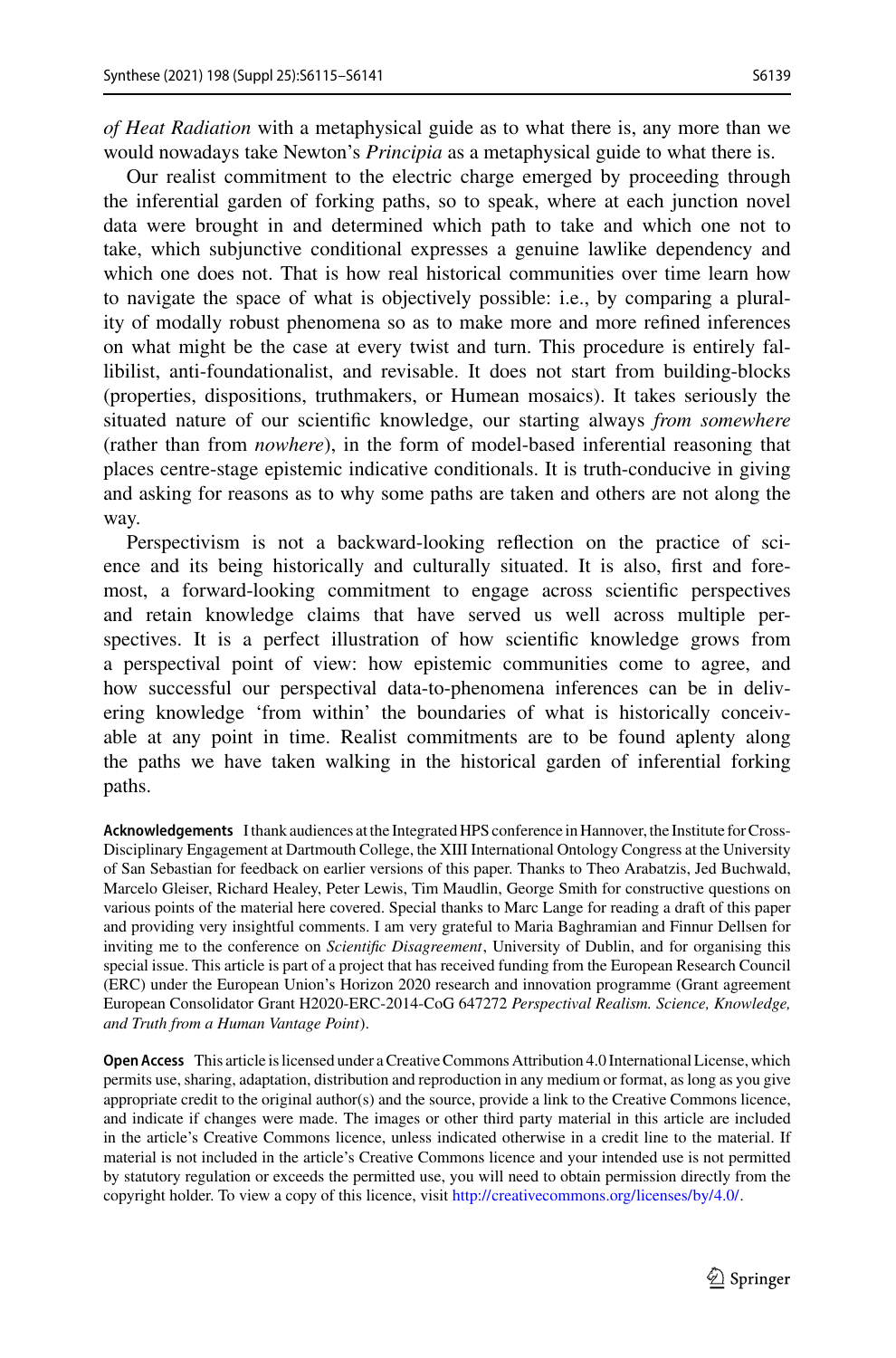*of Heat Radiation* with a metaphysical guide as to what there is, any more than we would nowadays take Newton's *Principia* as a metaphysical guide to what there is.

Our realist commitment to the electric charge emerged by proceeding through the inferential garden of forking paths, so to speak, where at each junction novel data were brought in and determined which path to take and which one not to take, which subjunctive conditional expresses a genuine lawlike dependency and which one does not. That is how real historical communities over time learn how to navigate the space of what is objectively possible: i.e., by comparing a plurality of modally robust phenomena so as to make more and more refined inferences on what might be the case at every twist and turn. This procedure is entirely fallibilist, anti-foundationalist, and revisable. It does not start from building-blocks (properties, dispositions, truthmakers, or Humean mosaics). It takes seriously the situated nature of our scientific knowledge, our starting always *from somewhere* (rather than from *nowhere*), in the form of model-based inferential reasoning that places centre-stage epistemic indicative conditionals. It is truth-conducive in giving and asking for reasons as to why some paths are taken and others are not along the way.

Perspectivism is not a backward-looking reflection on the practice of science and its being historically and culturally situated. It is also, first and foremost, a forward-looking commitment to engage across scientific perspectives and retain knowledge claims that have served us well across multiple perspectives. It is a perfect illustration of how scientific knowledge grows from a perspectival point of view: how epistemic communities come to agree, and how successful our perspectival data-to-phenomena inferences can be in delivering knowledge 'from within' the boundaries of what is historically conceivable at any point in time. Realist commitments are to be found aplenty along the paths we have taken walking in the historical garden of inferential forking paths.

**Acknowledgements** I thank audiences at the Integrated HPS conference in Hannover, the Institute for Cross-Disciplinary Engagement at Dartmouth College, the XIII International Ontology Congress at the University of San Sebastian for feedback on earlier versions of this paper. Thanks to Theo Arabatzis, Jed Buchwald, Marcelo Gleiser, Richard Healey, Peter Lewis, Tim Maudlin, George Smith for constructive questions on various points of the material here covered. Special thanks to Marc Lange for reading a draft of this paper and providing very insightful comments. I am very grateful to Maria Baghramian and Finnur Dellsen for inviting me to the conference on *Scientific Disagreement*, University of Dublin, and for organising this special issue. This article is part of a project that has received funding from the European Research Council (ERC) under the European Union's Horizon 2020 research and innovation programme (Grant agreement European Consolidator Grant H2020-ERC-2014-CoG 647272 *Perspectival Realism. Science, Knowledge, and Truth from a Human Vantage Point*).

**Open Access** This article is licensed under a Creative Commons Attribution 4.0 International License, which permits use, sharing, adaptation, distribution and reproduction in any medium or format, as long as you give appropriate credit to the original author(s) and the source, provide a link to the Creative Commons licence, and indicate if changes were made. The images or other third party material in this article are included in the article's Creative Commons licence, unless indicated otherwise in a credit line to the material. If material is not included in the article's Creative Commons licence and your intended use is not permitted by statutory regulation or exceeds the permitted use, you will need to obtain permission directly from the copyright holder. To view a copy of this licence, visit http://creativecommons.org/licenses/by/4.0/.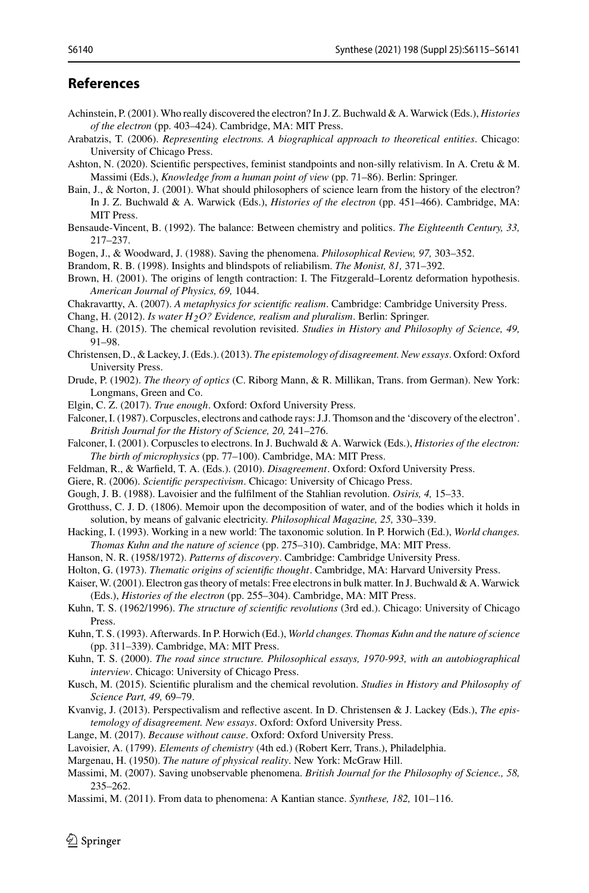## References

Achinstein, P. (2001). Who really discovered the electron? In J. Z. Buchwald & A. Warwick (Eds.), *Histories of the electron* (pp. 403–424). Cambridge, MA: MIT Press.

Arabatzis, T. (2006). *Representing electrons. A biographical approach to theoretical entities*. Chicago: University of Chicago Press.

Ashton, N. (2020). Scientific perspectives, feminist standpoints and non-silly relativism. In A. Cretu & M. Massimi (Eds.), *Knowledge from a human point of view* (pp. 71–86). Berlin: Springer.

Bain, J., & Norton, J. (2001). What should philosophers of science learn from the history of the electron? In J. Z. Buchwald & A. Warwick (Eds.), *Histories of the electron* (pp. 451–466). Cambridge, MA: MIT Press.

Bensaude-Vincent, B. (1992). The balance: Between chemistry and politics. *The Eighteenth Century, 33,* 217–237.

Bogen, J., & Woodward, J. (1988). Saving the phenomena. *Philosophical Review, 97,* 303–352.

Brandom, R. B. (1998). Insights and blindspots of reliabilism. *The Monist, 81,* 371–392.

Brown, H. (2001). The origins of length contraction: I. The Fitzgerald–Lorentz deformation hypothesis. *American Journal of Physics, 69,* 1044.

Chakravartty, A. (2007). *A metaphysics for scientific realism*. Cambridge: Cambridge University Press.

Chang, H. (2012). *Is water $H_2O$? Evidence, realism and pluralism*. Berlin: Springer.

Chang, H. (2015). The chemical revolution revisited. *Studies in History and Philosophy of Science, 49,* 91–98.

Christensen, D., & Lackey, J. (Eds.). (2013). *The epistemology of disagreement. New essays*. Oxford: Oxford University Press.

Drude, P. (1902). *The theory of optics* (C. Riborg Mann, & R. Millikan, Trans. from German). New York: Longmans, Green and Co.

Elgin, C. Z. (2017). *True enough*. Oxford: Oxford University Press.

Falconer, I. (1987). Corpuscles, electrons and cathode rays: J.J. Thomson and the 'discovery of the electron'. *British Journal for the History of Science, 20,* 241–276.

Falconer, I. (2001). Corpuscles to electrons. In J. Buchwald & A. Warwick (Eds.), *Histories of the electron: The birth of microphysics* (pp. 77–100). Cambridge, MA: MIT Press.

Feldman, R., & Warfield, T. A. (Eds.). (2010). *Disagreement*. Oxford: Oxford University Press.

Giere, R. (2006). *Scientific perspectivism*. Chicago: University of Chicago Press.

Gough, J. B. (1988). Lavoisier and the fulfilment of the Stahlian revolution. *Osiris, 4,* 15–33.

Grotthuss, C. J. D. (1806). Memoir upon the decomposition of water, and of the bodies which it holds in solution, by means of galvanic electricity. *Philosophical Magazine, 25,* 330–339.

Hacking, I. (1993). Working in a new world: The taxonomic solution. In P. Horwich (Ed.), *World changes. Thomas Kuhn and the nature of science* (pp. 275–310). Cambridge, MA: MIT Press.

Hanson, N. R. (1958/1972). *Patterns of discovery*. Cambridge: Cambridge University Press.

Holton, G. (1973). *Thematic origins of scientific thought*. Cambridge, MA: Harvard University Press.

Kaiser, W. (2001). Electron gas theory of metals: Free electrons in bulk matter. In J. Buchwald & A. Warwick (Eds.), *Histories of the electron* (pp. 255–304). Cambridge, MA: MIT Press.

Kuhn, T. S. (1962/1996). *The structure of scientific revolutions* (3rd ed.). Chicago: University of Chicago Press.

Kuhn, T. S. (1993). Afterwards. In P. Horwich (Ed.), *World changes. Thomas Kuhn and the nature of science* (pp. 311–339). Cambridge, MA: MIT Press.

Kuhn, T. S. (2000). *The road since structure. Philosophical essays, 1970-993, with an autobiographical interview*. Chicago: University of Chicago Press.

Kusch, M. (2015). Scientific pluralism and the chemical revolution. *Studies in History and Philosophy of Science Part, 49,* 69–79.

Kvanvig, J. (2013). Perspectivalism and reflective ascent. In D. Christensen & J. Lackey (Eds.), *The epistemology of disagreement. New essays*. Oxford: Oxford University Press.

Lange, M. (2017). *Because without cause*. Oxford: Oxford University Press.

Lavoisier, A. (1799). *Elements of chemistry* (4th ed.) (Robert Kerr, Trans.), Philadelphia.

Margenau, H. (1950). *The nature of physical reality*. New York: McGraw Hill.

Massimi, M. (2007). Saving unobservable phenomena. *British Journal for the Philosophy of Science., 58,* 235–262.

Massimi, M. (2011). From data to phenomena: A Kantian stance. *Synthese, 182,* 101–116.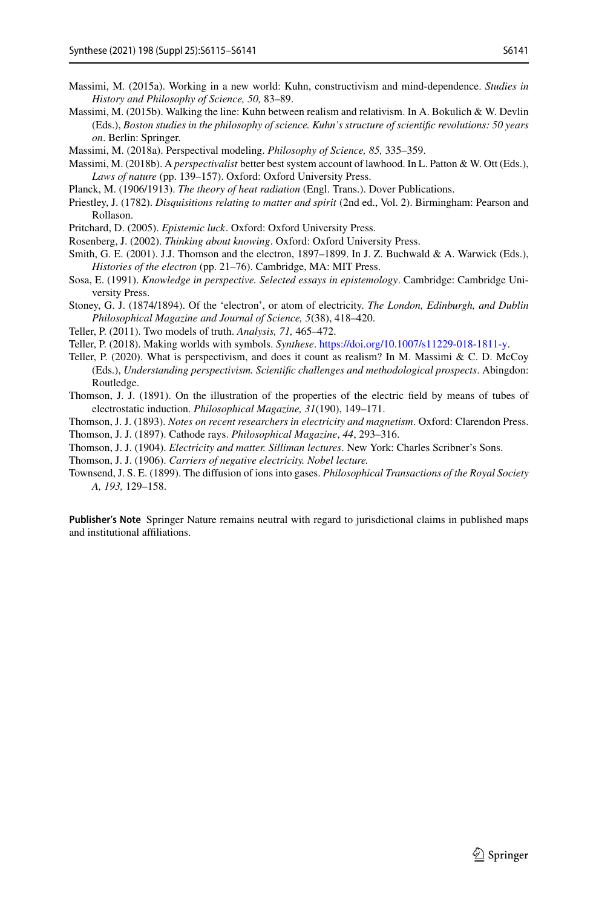Massimi, M. (2015a). Working in a new world: Kuhn, constructivism and mind-dependence. *Studies in History and Philosophy of Science, 50,* 83–89.

Massimi, M. (2015b). Walking the line: Kuhn between realism and relativism. In A. Bokulich & W. Devlin (Eds.), *Boston studies in the philosophy of science. Kuhn's structure of scientific revolutions: 50 years on*. Berlin: Springer.

Massimi, M. (2018a). Perspectival modeling. *Philosophy of Science, 85,* 335–359.

Massimi, M. (2018b). A *perspectivalist* better best system account of lawhood. In L. Patton & W. Ott (Eds.), *Laws of nature* (pp. 139–157). Oxford: Oxford University Press.

Planck, M. (1906/1913). *The theory of heat radiation* (Engl. Trans.). Dover Publications.

Priestley, J. (1782). *Disquisitions relating to matter and spirit* (2nd ed., Vol. 2). Birmingham: Pearson and Rollason.

Pritchard, D. (2005). *Epistemic luck*. Oxford: Oxford University Press.

Rosenberg, J. (2002). *Thinking about knowing*. Oxford: Oxford University Press.

Smith, G. E. (2001). J.J. Thomson and the electron, 1897–1899. In J. Z. Buchwald & A. Warwick (Eds.), *Histories of the electron* (pp. 21–76). Cambridge, MA: MIT Press.

Sosa, E. (1991). *Knowledge in perspective. Selected essays in epistemology*. Cambridge: Cambridge University Press.

Stoney, G. J. (1874/1894). Of the 'electron', or atom of electricity. *The London, Edinburgh, and Dublin Philosophical Magazine and Journal of Science, 5*(38), 418–420.

Teller, P. (2011). Two models of truth. *Analysis, 71,* 465–472.

Teller, P. (2018). Making worlds with symbols. *Synthese*. https://doi.org/10.1007/s11229-018-1811-y.

Teller, P. (2020). What is perspectivism, and does it count as realism? In M. Massimi & C. D. McCoy (Eds.), *Understanding perspectivism. Scientific challenges and methodological prospects*. Abingdon: Routledge.

Thomson, J. J. (1891). On the illustration of the properties of the electric field by means of tubes of electrostatic induction. *Philosophical Magazine, 31*(190), 149–171.

Thomson, J. J. (1893). *Notes on recent researchers in electricity and magnetism*. Oxford: Clarendon Press.

Thomson, J. J. (1897). Cathode rays. *Philosophical Magazine*, *44*, 293–316.

Thomson, J. J. (1904). *Electricity and matter. Silliman lectures*. New York: Charles Scribner's Sons.

Thomson, J. J. (1906). *Carriers of negative electricity. Nobel lecture.*

Townsend, J. S. E. (1899). The diffusion of ions into gases. *Philosophical Transactions of the Royal Society A, 193,* 129–158.

**Publisher's Note** Springer Nature remains neutral with regard to jurisdictional claims in published maps and institutional affiliations.